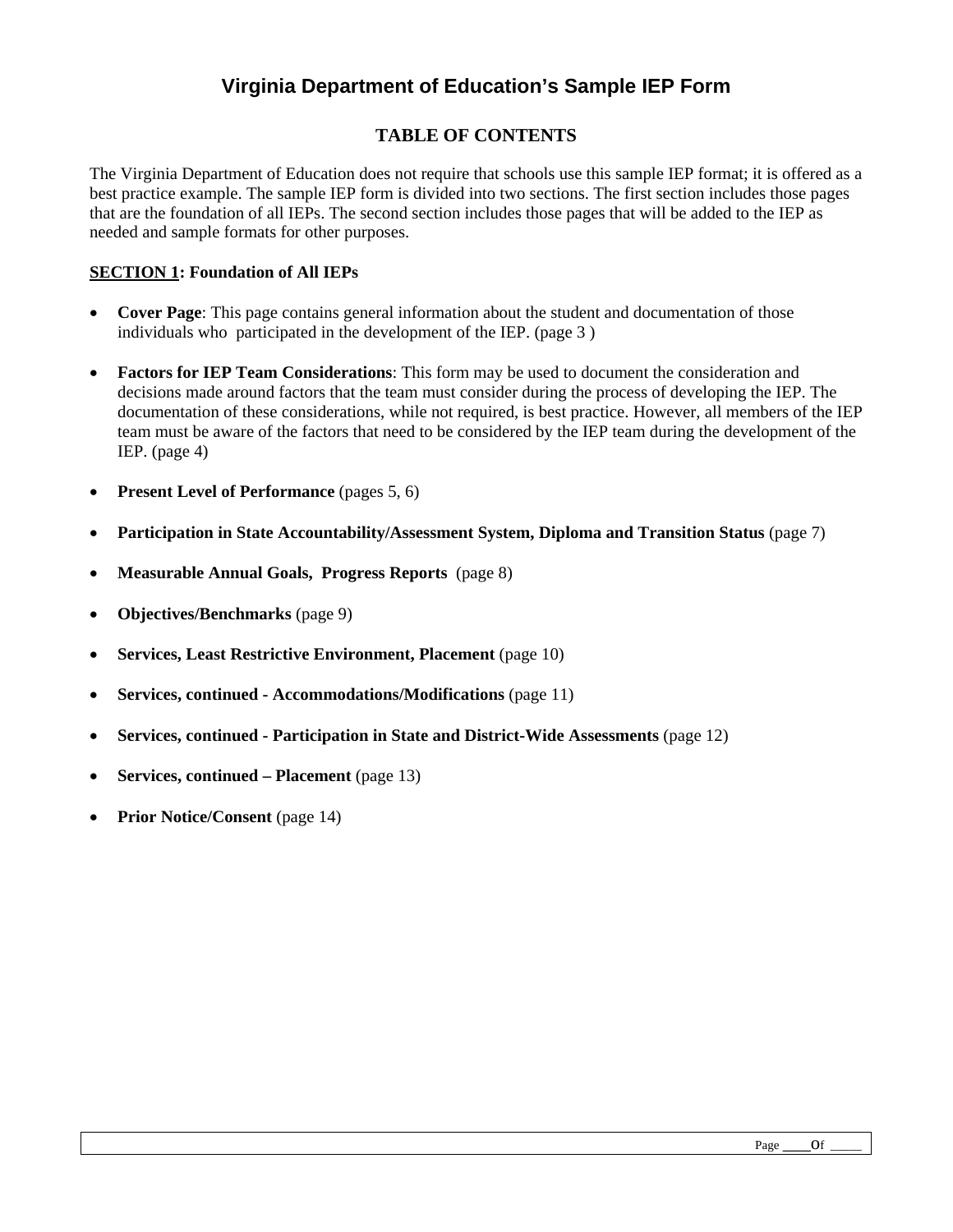# Virginia Department of Education's Sample IEP Form

## TABLE OF CONTENTS

The Virginia Department of Education does not require that schools use this sample IEP format; it is offered as a best practice example. The sample IEP form is divided into two sections. The first section includes those pages that are the foundation of all IEPs. The second section includes those pages that will be added to the IEP as needed and sample formats for other purposes.

**SECTION 1: Foundation of All IEPs**

- **Cover Page**: This page contains general information about the student and documentation of those individuals who participated in the development of the IEP. (page 3 )
- **Factors for IEP Team Considerations**: This form may be used to document the consideration and decisions made around factors that the team must consider during the process of developing the IEP. The documentation of these considerations, while not required, is best practice. However, all members of the IEP team must be aware of the factors that need to be considered by the IEP team during the development of the IEP. (page 4)
- **Present Level of Performance** (pages 5, 6)
- **Participation in State Accountability/Assessment System, Diploma and Transition Status** (page 7)
- **Measurable Annual Goals, Progress Reports** (page 8)
- **Objectives/Benchmarks** (page 9)
- **Services, Least Restrictive Environment, Placement** (page 10)
- **Services, continued - Accommodations/Modifications** (page 11)
- **Services, continued - Participation in State and District-Wide Assessments** (page 12)
- **Services, continued – Placement** (page 13)
- **Prior Notice/Consent** (page 14)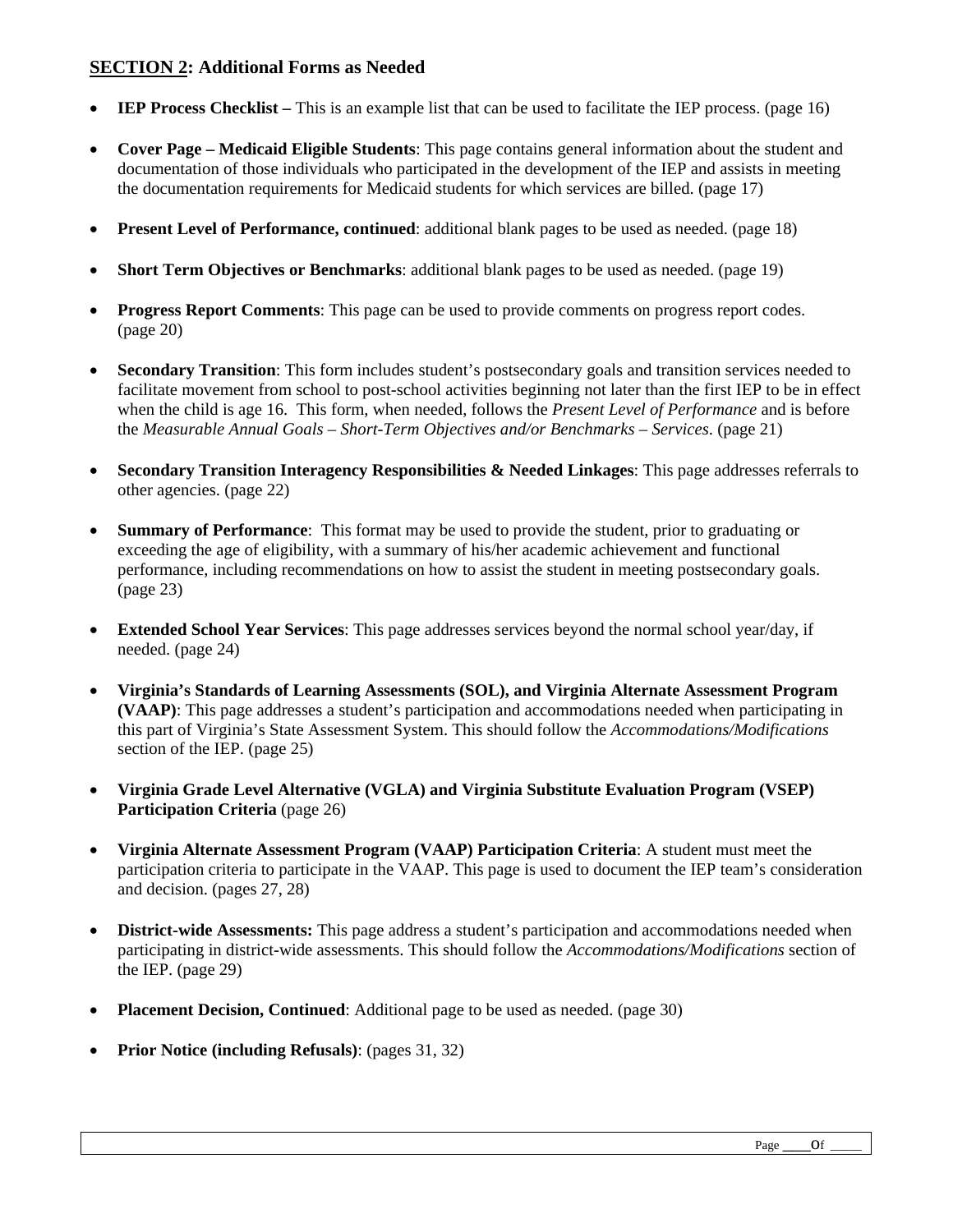**<u>SECTION 2</u>: Additional Forms as Needed**

- **IEP Process Checklist –** This is an example list that can be used to facilitate the IEP process. (page 16)
- **Cover Page – Medicaid Eligible Students**: This page contains general information about the student and documentation of those individuals who participated in the development of the IEP and assists in meeting the documentation requirements for Medicaid students for which services are billed. (page 17)
- **Present Level of Performance, continued**: additional blank pages to be used as needed. (page 18)
- **Short Term Objectives or Benchmarks**: additional blank pages to be used as needed. (page 19)
- **Progress Report Comments**: This page can be used to provide comments on progress report codes. (page 20)
- **Secondary Transition**: This form includes student's postsecondary goals and transition services needed to facilitate movement from school to post-school activities beginning not later than the first IEP to be in effect when the child is age 16. This form, when needed, follows the *Present Level of Performance* and is before the *Measurable Annual Goals – Short-Term Objectives and/or Benchmarks – Services*. (page 21)
- **Secondary Transition Interagency Responsibilities & Needed Linkages**: This page addresses referrals to other agencies. (page 22)
- **Summary of Performance**: This format may be used to provide the student, prior to graduating or exceeding the age of eligibility, with a summary of his/her academic achievement and functional performance, including recommendations on how to assist the student in meeting postsecondary goals. (page 23)
- **Extended School Year Services**: This page addresses services beyond the normal school year/day, if needed. (page 24)
- **Virginia's Standards of Learning Assessments (SOL), and Virginia Alternate Assessment Program (VAAP)**: This page addresses a student's participation and accommodations needed when participating in this part of Virginia's State Assessment System. This should follow the *Accommodations/Modifications* section of the IEP. (page 25)
- **Virginia Grade Level Alternative (VGLA) and Virginia Substitute Evaluation Program (VSEP) Participation Criteria** (page 26)
- **Virginia Alternate Assessment Program (VAAP) Participation Criteria**: A student must meet the participation criteria to participate in the VAAP. This page is used to document the IEP team's consideration and decision. (pages 27, 28)
- **District-wide Assessments:** This page address a student's participation and accommodations needed when participating in district-wide assessments. This should follow the *Accommodations/Modifications* section of the IEP. (page 29)
- **Placement Decision, Continued**: Additional page to be used as needed. (page 30)
- **Prior Notice (including Refusals)**: (pages 31, 32)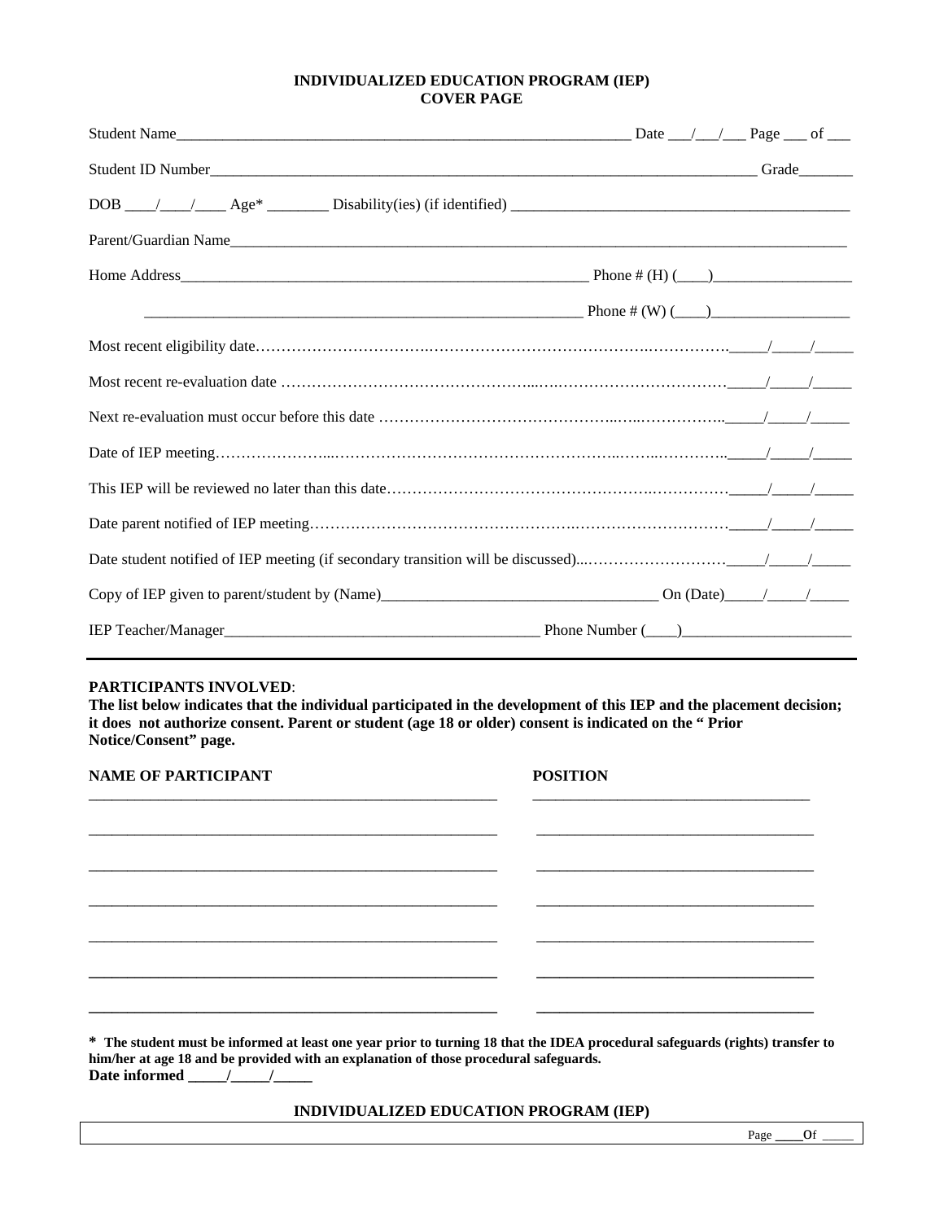**INDIVIDUALIZED EDUCATION PROGRAM (IEP)**
**COVER PAGE**

Student Name_____________________________________________________________ Date ___/___/___ Page ___ of ___

Student ID Number___________________________________________________________________________ Grade_______

DOB ____/____/____ Age* ________ Disability(ies) (if identified) ____________________________________________

Parent/Guardian Name____________________________________________________________________________

Home Address______________________________________________________ Phone # (H) (____)__________________

__________________________________________________________ Phone # (W) (____)__________________

Most recent eligibility date……………………………………………………………………………………_____/_____/_____

Most recent re-evaluation date …………………………………………………………………………………_____/_____/_____

Next re-evaluation must occur before this date ……………………………………………………………….._____/_____/_____

Date of IEP meeting…………………………………………………………………………………………….._____/_____/_____

This IEP will be reviewed no later than this date……………………………………………………………_____/_____/_____

Date parent notified of IEP meeting……………………………………………………………………………_____/_____/_____

Date student notified of IEP meeting (if secondary transition will be discussed)...………………………_____/_____/_____

Copy of IEP given to parent/student by (Name)___________________________________ On (Date)_____/_____/_____

IEP Teacher/Manager_________________________________________ Phone Number (____)______________________

**PARTICIPANTS INVOLVED**:
**The list below indicates that the individual participated in the development of this IEP and the placement decision; it does not authorize consent. Parent or student (age 18 or older) consent is indicated on the " Prior Notice/Consent" page.**

| NAME OF PARTICIPANT | POSITION |
|---|---|
| | |
| | |
| | |
| | |
| | |
| | |
| | |

**\* The student must be informed at least one year prior to turning 18 that the IDEA procedural safeguards (rights) transfer to him/her at age 18 and be provided with an explanation of those procedural safeguards.**
**Date informed _____/_____/_____**

**INDIVIDUALIZED EDUCATION PROGRAM (IEP)**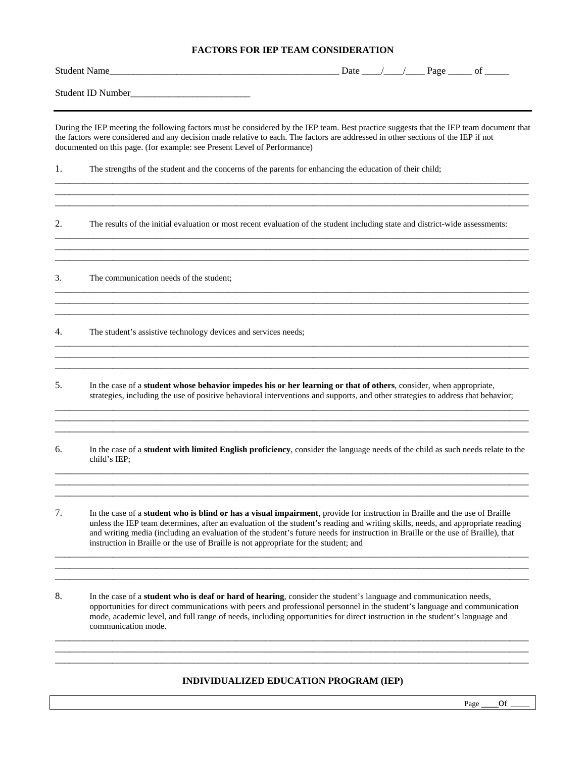# FACTORS FOR IEP TEAM CONSIDERATION

Student Name_________________________________________________ Date ____/____/____ Page _____ of _____

Student ID Number_________________________

---

During the IEP meeting the following factors must be considered by the IEP team. Best practice suggests that the IEP team document that the factors were considered and any decision made relative to each. The factors are addressed in other sections of the IEP if not documented on this page. (for example: see Present Level of Performance)

1. The strengths of the student and the concerns of the parents for enhancing the education of their child;

_____________________________________________________________________________________________________
_____________________________________________________________________________________________________
_____________________________________________________________________________________________________

2. The results of the initial evaluation or most recent evaluation of the student including state and district-wide assessments:

_____________________________________________________________________________________________________
_____________________________________________________________________________________________________
_____________________________________________________________________________________________________

3. The communication needs of the student;

_____________________________________________________________________________________________________
_____________________________________________________________________________________________________
_____________________________________________________________________________________________________

4. The student's assistive technology devices and services needs;

_____________________________________________________________________________________________________
_____________________________________________________________________________________________________
_____________________________________________________________________________________________________

5. In the case of a **student whose behavior impedes his or her learning or that of others**, consider, when appropriate, strategies, including the use of positive behavioral interventions and supports, and other strategies to address that behavior;

_____________________________________________________________________________________________________
_____________________________________________________________________________________________________
_____________________________________________________________________________________________________

6. In the case of a **student with limited English proficiency**, consider the language needs of the child as such needs relate to the child's IEP;

_____________________________________________________________________________________________________
_____________________________________________________________________________________________________
_____________________________________________________________________________________________________

7. In the case of a **student who is blind or has a visual impairment**, provide for instruction in Braille and the use of Braille unless the IEP team determines, after an evaluation of the student's reading and writing skills, needs, and appropriate reading and writing media (including an evaluation of the student's future needs for instruction in Braille or the use of Braille), that instruction in Braille or the use of Braille is not appropriate for the student; and

_____________________________________________________________________________________________________
_____________________________________________________________________________________________________
_____________________________________________________________________________________________________

8. In the case of a **student who is deaf or hard of hearing**, consider the student's language and communication needs, opportunities for direct communications with peers and professional personnel in the student's language and communication mode, academic level, and full range of needs, including opportunities for direct instruction in the student's language and communication mode.

_____________________________________________________________________________________________________
_____________________________________________________________________________________________________
_____________________________________________________________________________________________________

## INDIVIDUALIZED EDUCATION PROGRAM (IEP)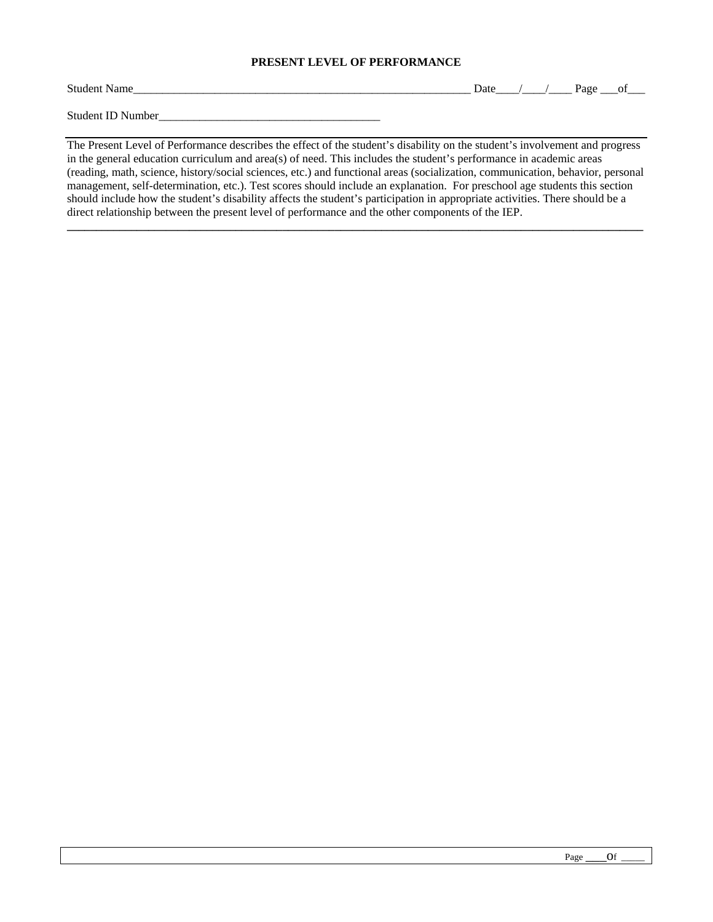**PRESENT LEVEL OF PERFORMANCE**

Student Name_____________________________________________________________ Date____/____/____ Page ___of___

Student ID Number_______________________________________

The Present Level of Performance describes the effect of the student's disability on the student's involvement and progress in the general education curriculum and area(s) of need. This includes the student's performance in academic areas (reading, math, science, history/social sciences, etc.) and functional areas (socialization, communication, behavior, personal management, self-determination, etc.). Test scores should include an explanation. For preschool age students this section should include how the student's disability affects the student's participation in appropriate activities. There should be a direct relationship between the present level of performance and the other components of the IEP.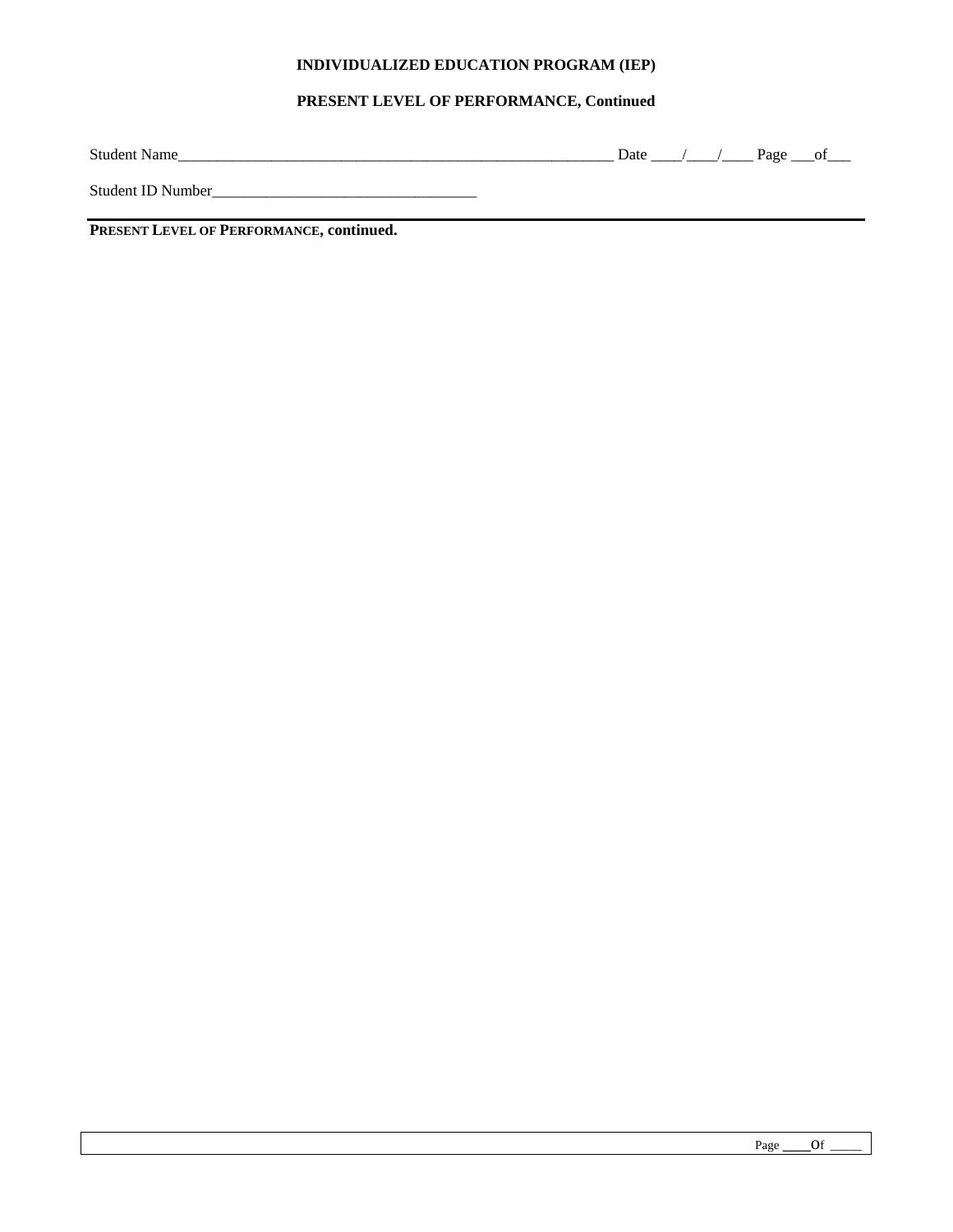**INDIVIDUALIZED EDUCATION PROGRAM (IEP)**

**PRESENT LEVEL OF PERFORMANCE, Continued**

Student Name________________________________________________________ Date ____/____/____ Page ___of___

Student ID Number___________________________________

**PRESENT LEVEL OF PERFORMANCE, continued.**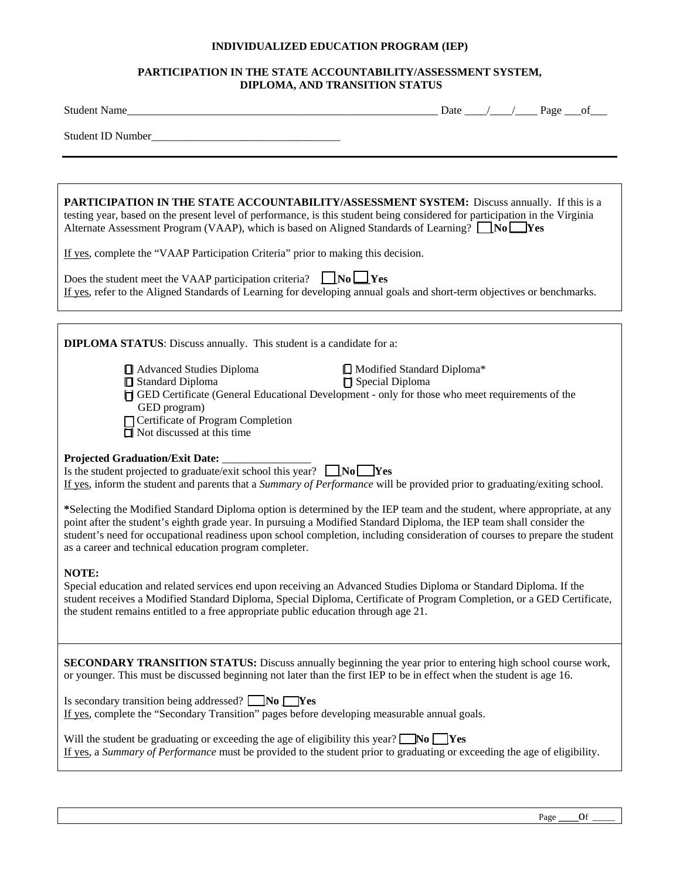# INDIVIDUALIZED EDUCATION PROGRAM (IEP)

## PARTICIPATION IN THE STATE ACCOUNTABILITY/ASSESSMENT SYSTEM, DIPLOMA, AND TRANSITION STATUS

Student Name_______________________________________________________ Date ____/____/____ Page ___of___

Student ID Number___________________________________

---

**PARTICIPATION IN THE STATE ACCOUNTABILITY/ASSESSMENT SYSTEM:** Discuss annually. If this is a testing year, based on the present level of performance, is this student being considered for participation in the Virginia Alternate Assessment Program (VAAP), which is based on Aligned Standards of Learning? ☐ **No** ☐ **Yes**

If yes, complete the "VAAP Participation Criteria" prior to making this decision.

Does the student meet the VAAP participation criteria? ☐ **No** ☐ **Yes**
If yes, refer to the Aligned Standards of Learning for developing annual goals and short-term objectives or benchmarks.

---

**DIPLOMA STATUS**: Discuss annually. This student is a candidate for a:

- ☐ Advanced Studies Diploma
- ☐ Modified Standard Diploma*
- ☐ Standard Diploma
- ☐ Special Diploma
- ☐ GED Certificate (General Educational Development - only for those who meet requirements of the GED program)
- ☐ Certificate of Program Completion
- ☐ Not discussed at this time

**Projected Graduation/Exit Date:** ________________
Is the student projected to graduate/exit school this year? ☐ **No** ☐ **Yes**
If yes, inform the student and parents that a *Summary of Performance* will be provided prior to graduating/exiting school.

**\***Selecting the Modified Standard Diploma option is determined by the IEP team and the student, where appropriate, at any point after the student's eighth grade year. In pursuing a Modified Standard Diploma, the IEP team shall consider the student's need for occupational readiness upon school completion, including consideration of courses to prepare the student as a career and technical education program completer.

**NOTE:**
Special education and related services end upon receiving an Advanced Studies Diploma or Standard Diploma. If the student receives a Modified Standard Diploma, Special Diploma, Certificate of Program Completion, or a GED Certificate, the student remains entitled to a free appropriate public education through age 21.

---

**SECONDARY TRANSITION STATUS:** Discuss annually beginning the year prior to entering high school course work, or younger. This must be discussed beginning not later than the first IEP to be in effect when the student is age 16.

Is secondary transition being addressed? ☐ **No** ☐ **Yes**
If yes, complete the "Secondary Transition" pages before developing measurable annual goals.

Will the student be graduating or exceeding the age of eligibility this year? ☐ **No** ☐ **Yes**
If yes, a *Summary of Performance* must be provided to the student prior to graduating or exceeding the age of eligibility.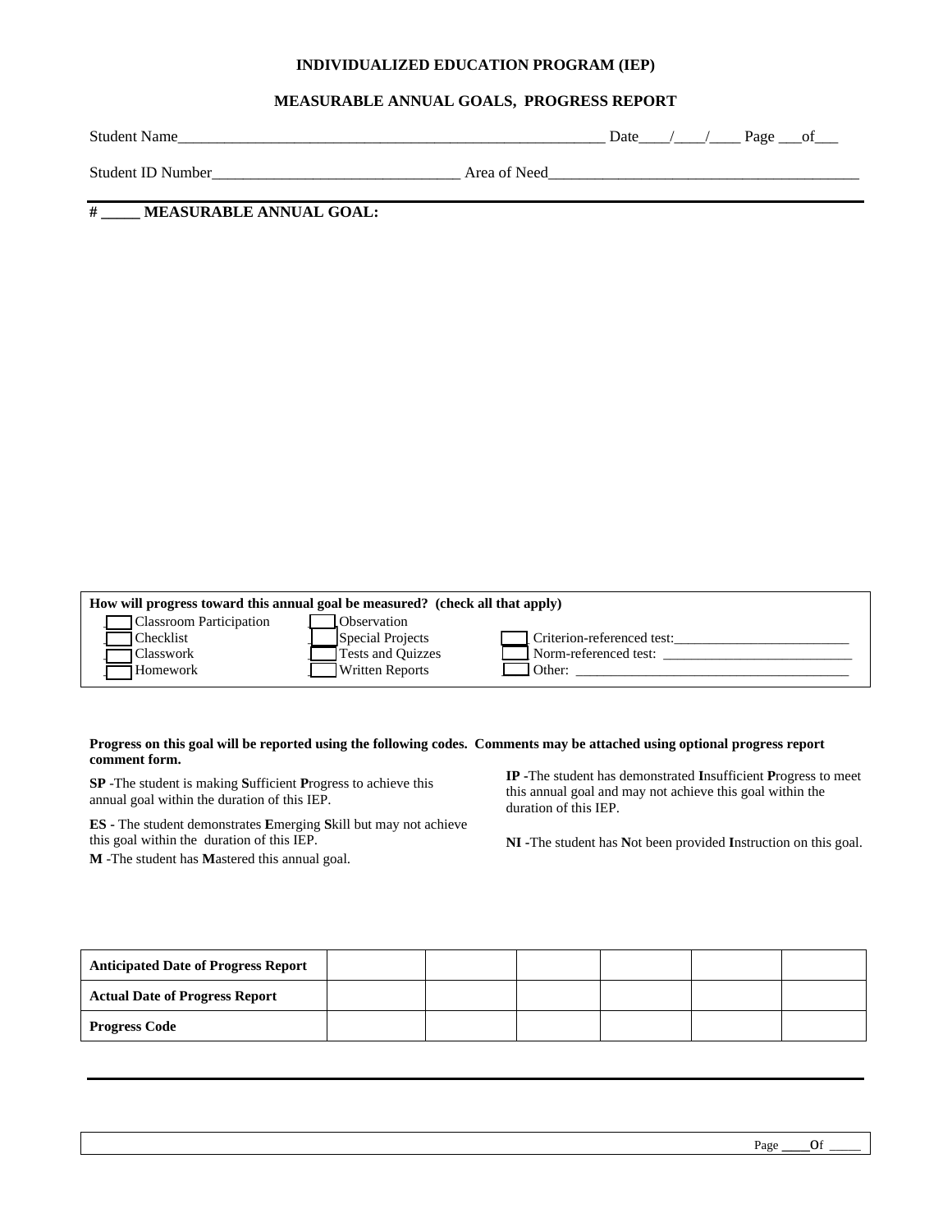**INDIVIDUALIZED EDUCATION PROGRAM (IEP)**

**MEASURABLE ANNUAL GOALS, PROGRESS REPORT**

Student Name_______________________________________________________ Date____/____/____ Page ___of___

Student ID Number________________________________ Area of Need________________________________________

**# _____ MEASURABLE ANNUAL GOAL:**

**How will progress toward this annual goal be measured? (check all that apply)**

- ☐ Classroom Participation
- ☐ Checklist
- ☐ Classwork
- ☐ Homework
- ☐ Observation
- ☐ Special Projects
- ☐ Tests and Quizzes
- ☐ Written Reports
- ☐ Criterion-referenced test:_________________________
- ☐ Norm-referenced test: ___________________________
- ☐ Other: _______________________________________

**Progress on this goal will be reported using the following codes. Comments may be attached using optional progress report comment form.**

**SP** -The student is making **S**ufficient **P**rogress to achieve this annual goal within the duration of this IEP.

**ES -** The student demonstrates **E**merging **S**kill but may not achieve this goal within the duration of this IEP.

**M** -The student has **M**astered this annual goal.

**IP** -The student has demonstrated **I**nsufficient **P**rogress to meet this annual goal and may not achieve this goal within the duration of this IEP.

**NI** -The student has **N**ot been provided **I**nstruction on this goal.

| **Anticipated Date of Progress Report** | | | | | | |
|---|---|---|---|---|---|---|
| **Actual Date of Progress Report** | | | | | | |
| **Progress Code** | | | | | | |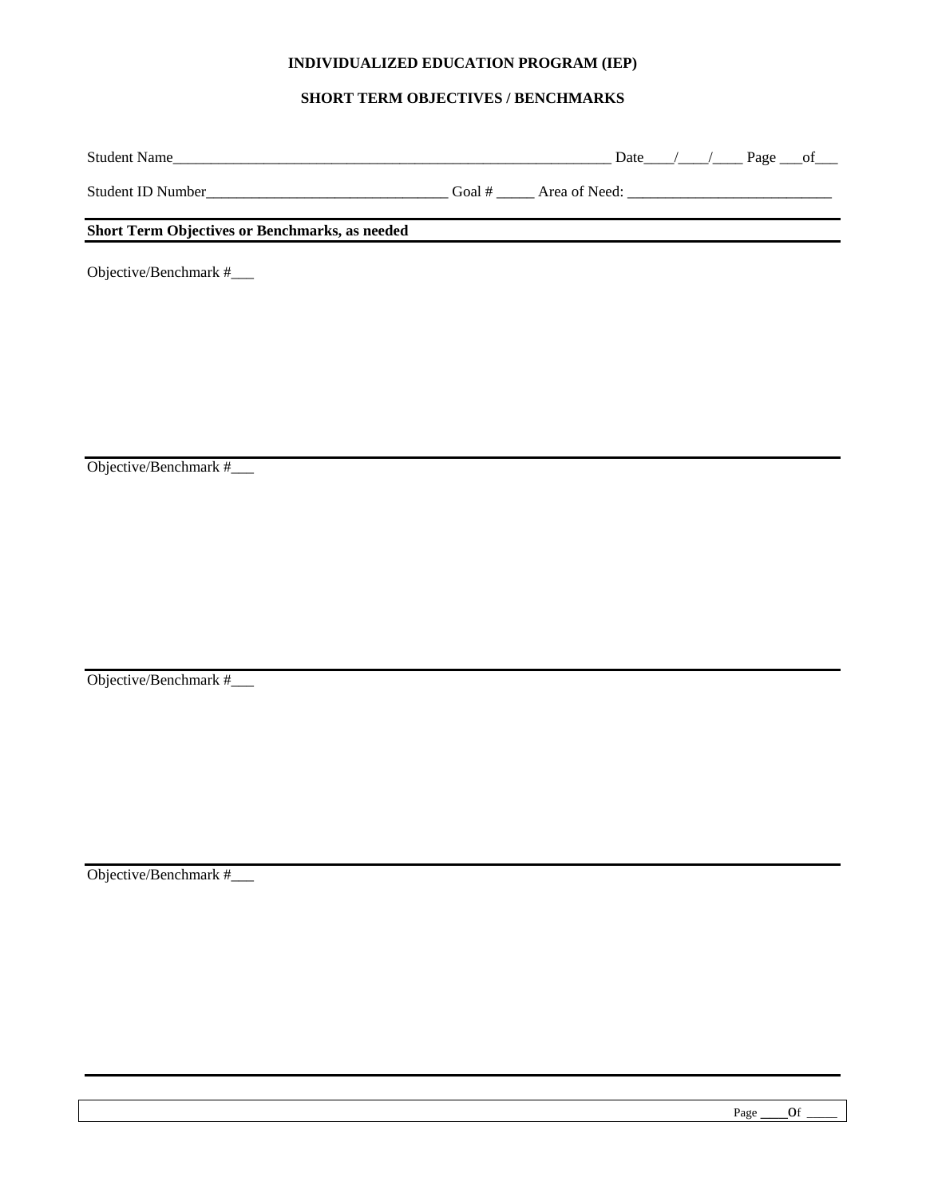**INDIVIDUALIZED EDUCATION PROGRAM (IEP)**

**SHORT TERM OBJECTIVES / BENCHMARKS**

Student Name_____________________________________________________________ Date____/____/____ Page ___of___

Student ID Number_________________________________ Goal # _____ Area of Need: ___________________________

---

**Short Term Objectives or Benchmarks, as needed**

---

Objective/Benchmark #___

---

Objective/Benchmark #___

---

Objective/Benchmark #___

---

Objective/Benchmark #___

---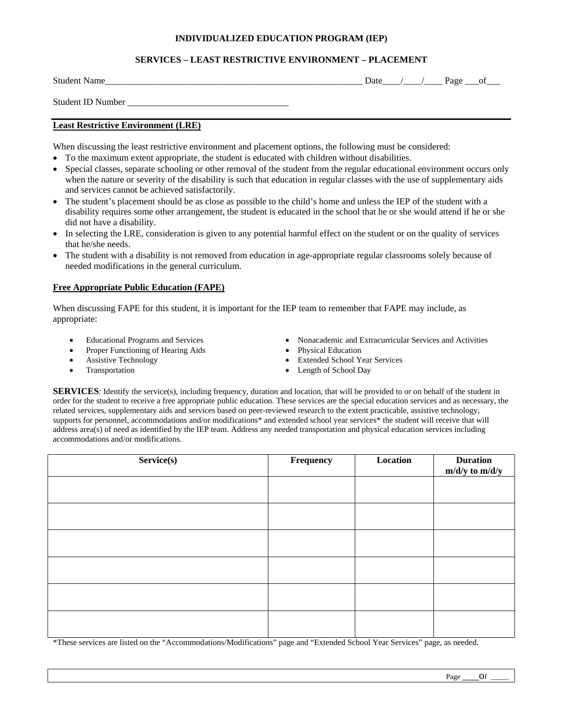**INDIVIDUALIZED EDUCATION PROGRAM (IEP)**

**SERVICES – LEAST RESTRICTIVE ENVIRONMENT – PLACEMENT**

Student Name_________________________________________________________ Date____/____/____ Page ___of___

Student ID Number ___________________________________

**Least Restrictive Environment (LRE)**

When discussing the least restrictive environment and placement options, the following must be considered:

- To the maximum extent appropriate, the student is educated with children without disabilities.
- Special classes, separate schooling or other removal of the student from the regular educational environment occurs only when the nature or severity of the disability is such that education in regular classes with the use of supplementary aids and services cannot be achieved satisfactorily.
- The student's placement should be as close as possible to the child's home and unless the IEP of the student with a disability requires some other arrangement, the student is educated in the school that he or she would attend if he or she did not have a disability.
- In selecting the LRE, consideration is given to any potential harmful effect on the student or on the quality of services that he/she needs.
- The student with a disability is not removed from education in age-appropriate regular classrooms solely because of needed modifications in the general curriculum.

**Free Appropriate Public Education (FAPE)**

When discussing FAPE for this student, it is important for the IEP team to remember that FAPE may include, as appropriate:

- Educational Programs and Services
- Proper Functioning of Hearing Aids
- Assistive Technology
- Transportation
- Nonacademic and Extracurricular Services and Activities
- Physical Education
- Extended School Year Services
- Length of School Day

**SERVICES**: Identify the service(s), including frequency, duration and location, that will be provided to or on behalf of the student in order for the student to receive a free appropriate public education. These services are the special education services and as necessary, the related services, supplementary aids and services based on peer-reviewed research to the extent practicable, assistive technology, supports for personnel, accommodations and/or modifications* and extended school year services* the student will receive that will address area(s) of need as identified by the IEP team. Address any needed transportation and physical education services including accommodations and/or modifications.

| Service(s) | Frequency | Location | Duration m/d/y to m/d/y |
|---|---|---|---|
| | | | |
| | | | |
| | | | |
| | | | |
| | | | |
| | | | |

*These services are listed on the "Accommodations/Modifications" page and "Extended School Year Services" page, as needed.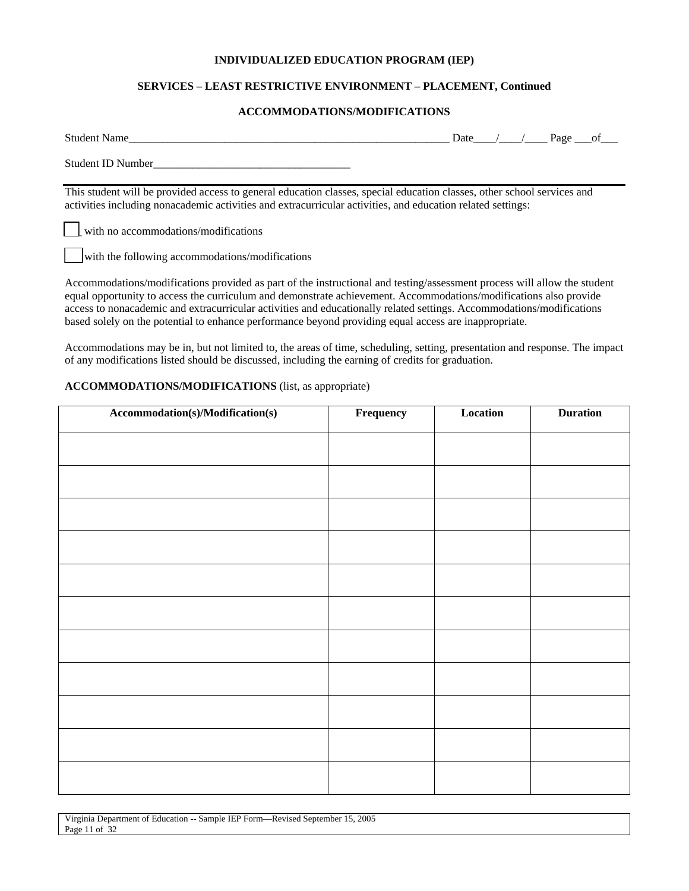**INDIVIDUALIZED EDUCATION PROGRAM (IEP)**

**SERVICES – LEAST RESTRICTIVE ENVIRONMENT – PLACEMENT, Continued**

**ACCOMMODATIONS/MODIFICATIONS**

Student Name_______________________________________________________ Date____/____/____ Page ___of___

Student ID Number__________________________________

This student will be provided access to general education classes, special education classes, other school services and activities including nonacademic activities and extracurricular activities, and education related settings:

☐ with no accommodations/modifications

☐ with the following accommodations/modifications

Accommodations/modifications provided as part of the instructional and testing/assessment process will allow the student equal opportunity to access the curriculum and demonstrate achievement. Accommodations/modifications also provide access to nonacademic and extracurricular activities and educationally related settings. Accommodations/modifications based solely on the potential to enhance performance beyond providing equal access are inappropriate.

Accommodations may be in, but not limited to, the areas of time, scheduling, setting, presentation and response. The impact of any modifications listed should be discussed, including the earning of credits for graduation.

**ACCOMMODATIONS/MODIFICATIONS** (list, as appropriate)

| Accommodation(s)/Modification(s) | Frequency | Location | Duration |
|---|---|---|---|
| | | | |
| | | | |
| | | | |
| | | | |
| | | | |
| | | | |
| | | | |
| | | | |
| | | | |
| | | | |
| | | | |

Virginia Department of Education -- Sample IEP Form—Revised September 15, 2005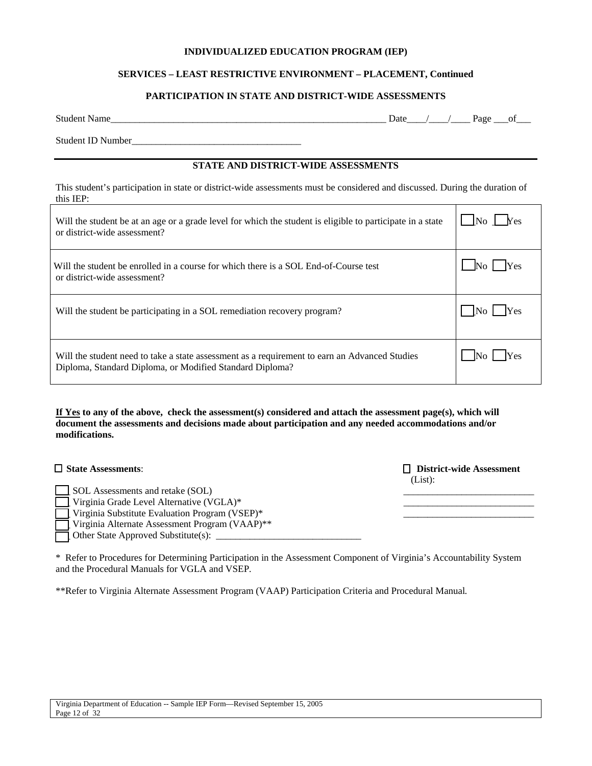**INDIVIDUALIZED EDUCATION PROGRAM (IEP)**

**SERVICES – LEAST RESTRICTIVE ENVIRONMENT – PLACEMENT, Continued**

**PARTICIPATION IN STATE AND DISTRICT-WIDE ASSESSMENTS**

Student Name_____________________________________________________________ Date____/____/____ Page ___of___

Student ID Number____________________________________

## STATE AND DISTRICT-WIDE ASSESSMENTS

This student's participation in state or district-wide assessments must be considered and discussed. During the duration of this IEP:

| | |
|---|---|
| Will the student be at an age or a grade level for which the student is eligible to participate in a state or district-wide assessment? | ☐ No ☐ Yes |
| Will the student be enrolled in a course for which there is a SOL End-of-Course test or district-wide assessment? | ☐ No ☐ Yes |
| Will the student be participating in a SOL remediation recovery program? | ☐ No ☐ Yes |
| Will the student need to take a state assessment as a requirement to earn an Advanced Studies Diploma, Standard Diploma, or Modified Standard Diploma? | ☐ No ☐ Yes |

**If Yes to any of the above, check the assessment(s) considered and attach the assessment page(s), which will document the assessments and decisions made about participation and any needed accommodations and/or modifications.**

☐ **State Assessments**:

☐ SOL Assessments and retake (SOL)
☐ Virginia Grade Level Alternative (VGLA)*
☐ Virginia Substitute Evaluation Program (VSEP)*
☐ Virginia Alternate Assessment Program (VAAP)**
☐ Other State Approved Substitute(s): ______________________________

☐ **District-wide Assessment** (List):
___________________________
___________________________
___________________________

\* Refer to Procedures for Determining Participation in the Assessment Component of Virginia's Accountability System and the Procedural Manuals for VGLA and VSEP.

**Refer to Virginia Alternate Assessment Program (VAAP) Participation Criteria and Procedural Manual.

Virginia Department of Education -- Sample IEP Form—Revised September 15, 2005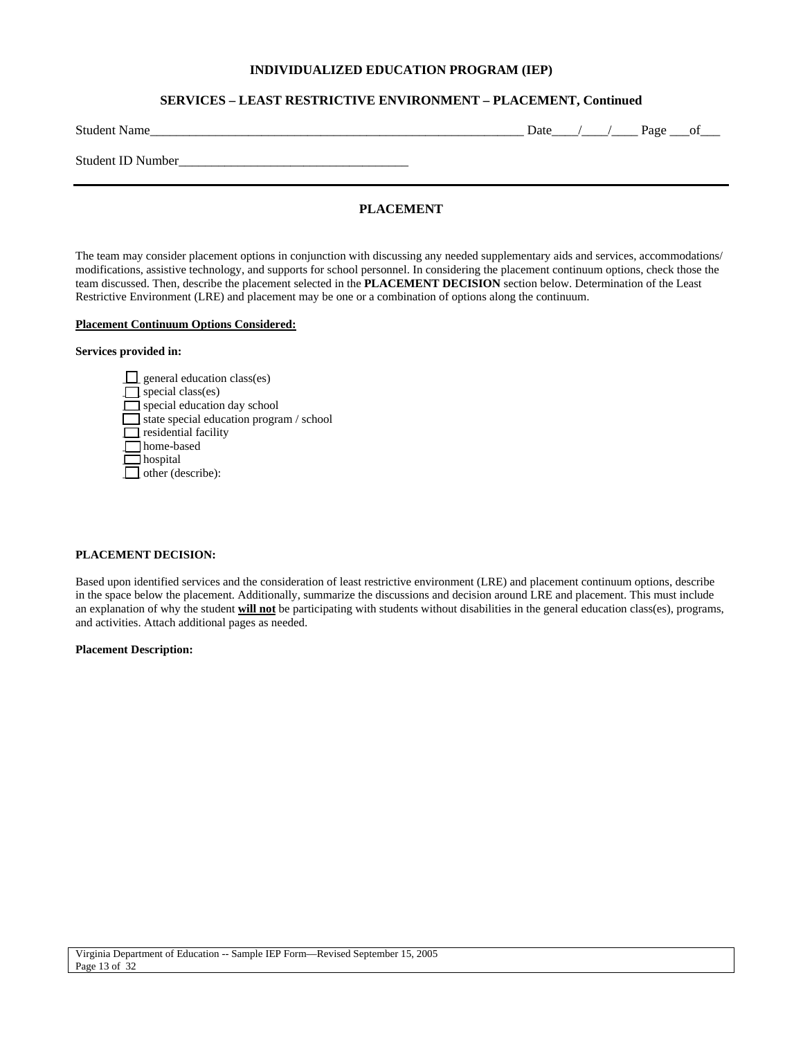**INDIVIDUALIZED EDUCATION PROGRAM (IEP)**

**SERVICES – LEAST RESTRICTIVE ENVIRONMENT – PLACEMENT, Continued**

Student Name_________________________________________________________ Date____/____/____ Page ___of___

Student ID Number___________________________________

---

## PLACEMENT

The team may consider placement options in conjunction with discussing any needed supplementary aids and services, accommodations/ modifications, assistive technology, and supports for school personnel. In considering the placement continuum options, check those the team discussed. Then, describe the placement selected in the **PLACEMENT DECISION** section below. Determination of the Least Restrictive Environment (LRE) and placement may be one or a combination of options along the continuum.

**Placement Continuum Options Considered:**

**Services provided in:**

- ☐ general education class(es)
- ☐ special class(es)
- ☐ special education day school
- ☐ state special education program / school
- ☐ residential facility
- ☐ home-based
- ☐ hospital
- ☐ other (describe):

**PLACEMENT DECISION:**

Based upon identified services and the consideration of least restrictive environment (LRE) and placement continuum options, describe in the space below the placement. Additionally, summarize the discussions and decision around LRE and placement. This must include an explanation of why the student **will not** be participating with students without disabilities in the general education class(es), programs, and activities. Attach additional pages as needed.

**Placement Description:**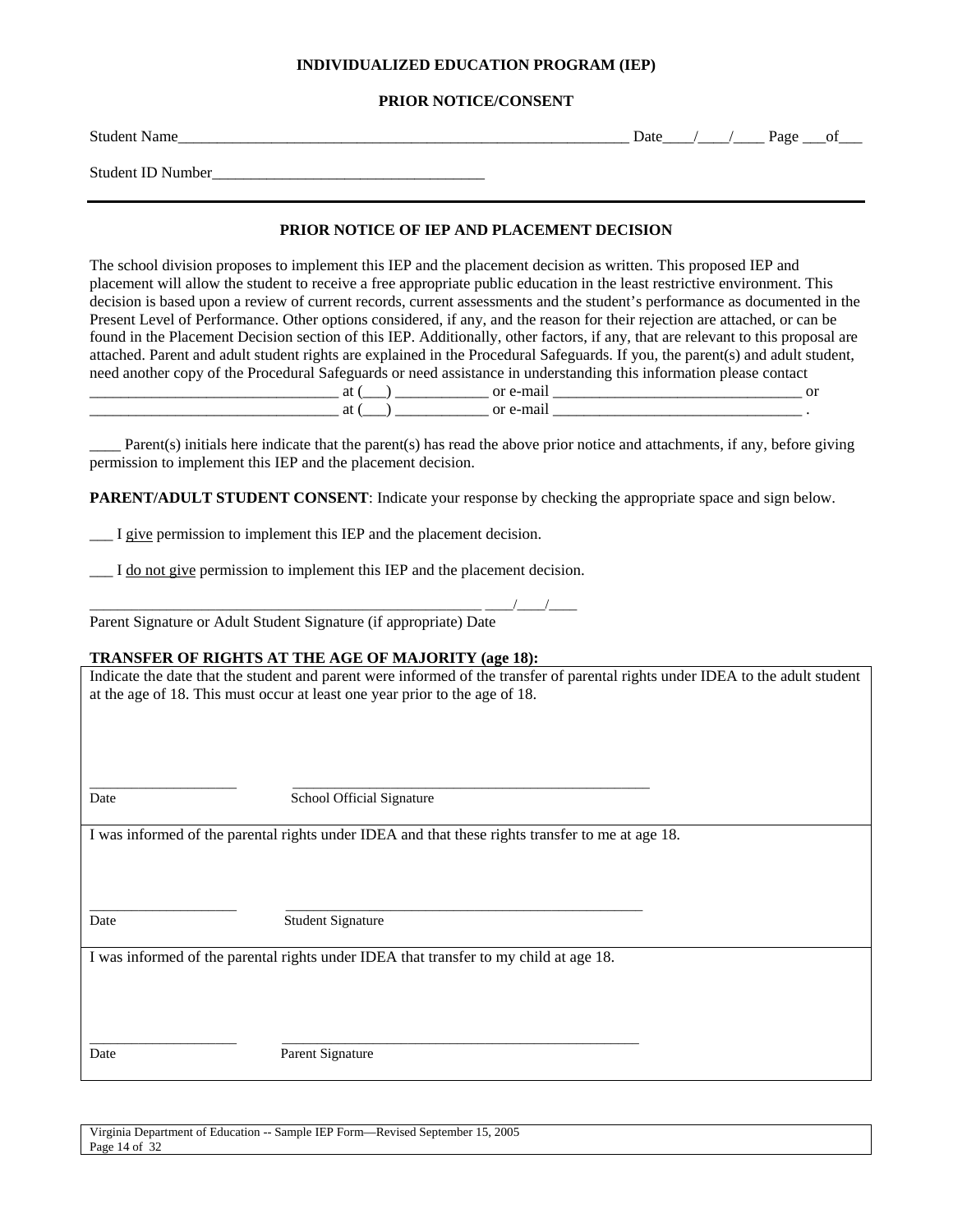**INDIVIDUALIZED EDUCATION PROGRAM (IEP)**

**PRIOR NOTICE/CONSENT**

Student Name_____________________________________________________________ Date____/____/____ Page ___of___

Student ID Number___________________________________

---

**PRIOR NOTICE OF IEP AND PLACEMENT DECISION**

The school division proposes to implement this IEP and the placement decision as written. This proposed IEP and placement will allow the student to receive a free appropriate public education in the least restrictive environment. This decision is based upon a review of current records, current assessments and the student's performance as documented in the Present Level of Performance. Other options considered, if any, and the reason for their rejection are attached, or can be found in the Placement Decision section of this IEP. Additionally, other factors, if any, that are relevant to this proposal are attached. Parent and adult student rights are explained in the Procedural Safeguards. If you, the parent(s) and adult student, need another copy of the Procedural Safeguards or need assistance in understanding this information please contact
________________________________ at (___) ____________ or e-mail ________________________________ or
________________________________ at (___) ____________ or e-mail ________________________________ .

____ Parent(s) initials here indicate that the parent(s) has read the above prior notice and attachments, if any, before giving permission to implement this IEP and the placement decision.

**PARENT/ADULT STUDENT CONSENT**: Indicate your response by checking the appropriate space and sign below.

___ I give permission to implement this IEP and the placement decision.

___ I do not give permission to implement this IEP and the placement decision.

_____________________________________________________ ____/____/____
Parent Signature or Adult Student Signature (if appropriate) Date

**TRANSFER OF RIGHTS AT THE AGE OF MAJORITY (age 18):**

Indicate the date that the student and parent were informed of the transfer of parental rights under IDEA to the adult student at the age of 18. This must occur at least one year prior to the age of 18.

____________________ __________________________________________________
Date School Official Signature

I was informed of the parental rights under IDEA and that these rights transfer to me at age 18.

____________________ __________________________________________________
Date Student Signature

I was informed of the parental rights under IDEA that transfer to my child at age 18.

____________________ __________________________________________________
Date Parent Signature

Virginia Department of Education -- Sample IEP Form—Revised September 15, 2005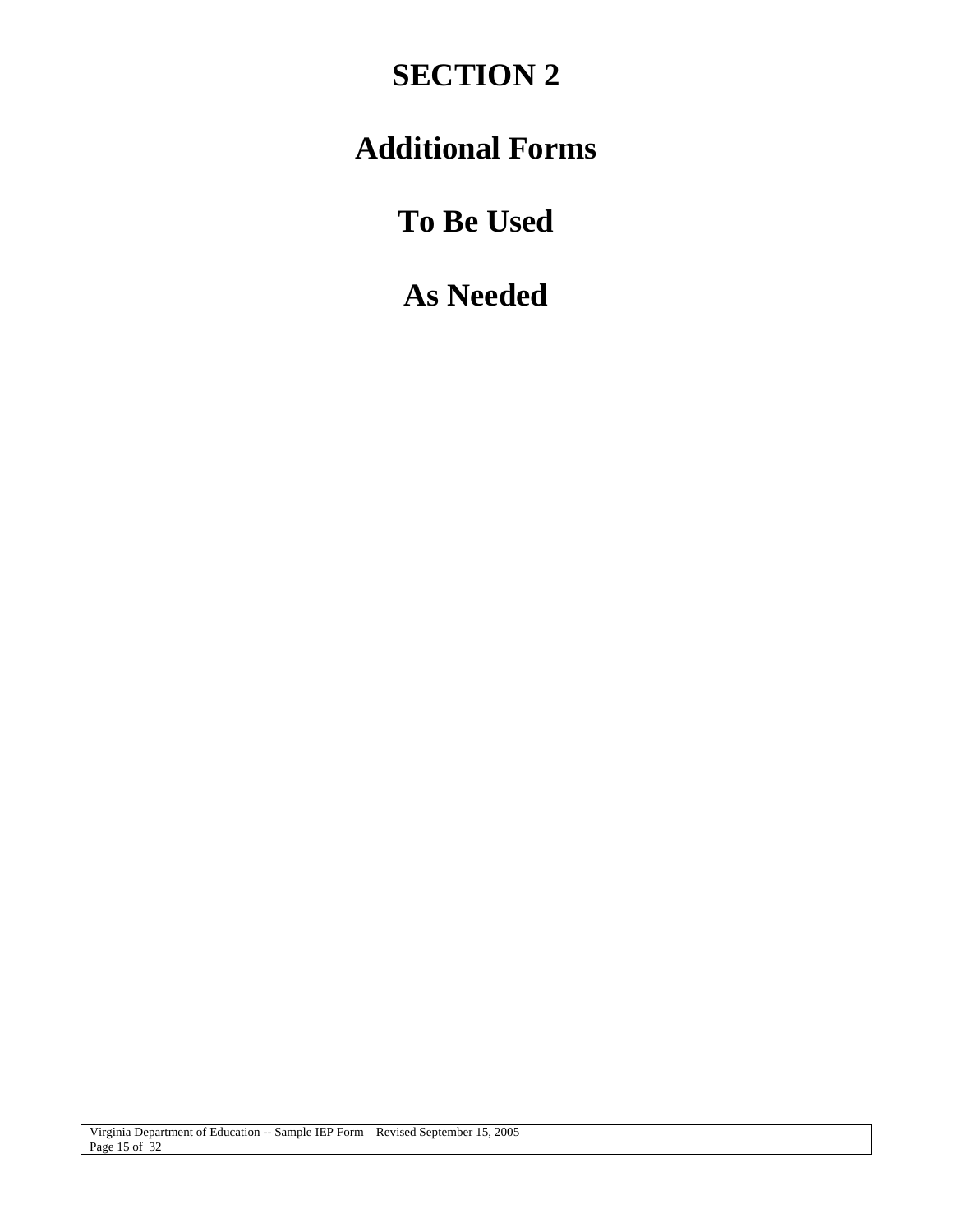# SECTION 2

# Additional Forms

# To Be Used

# As Needed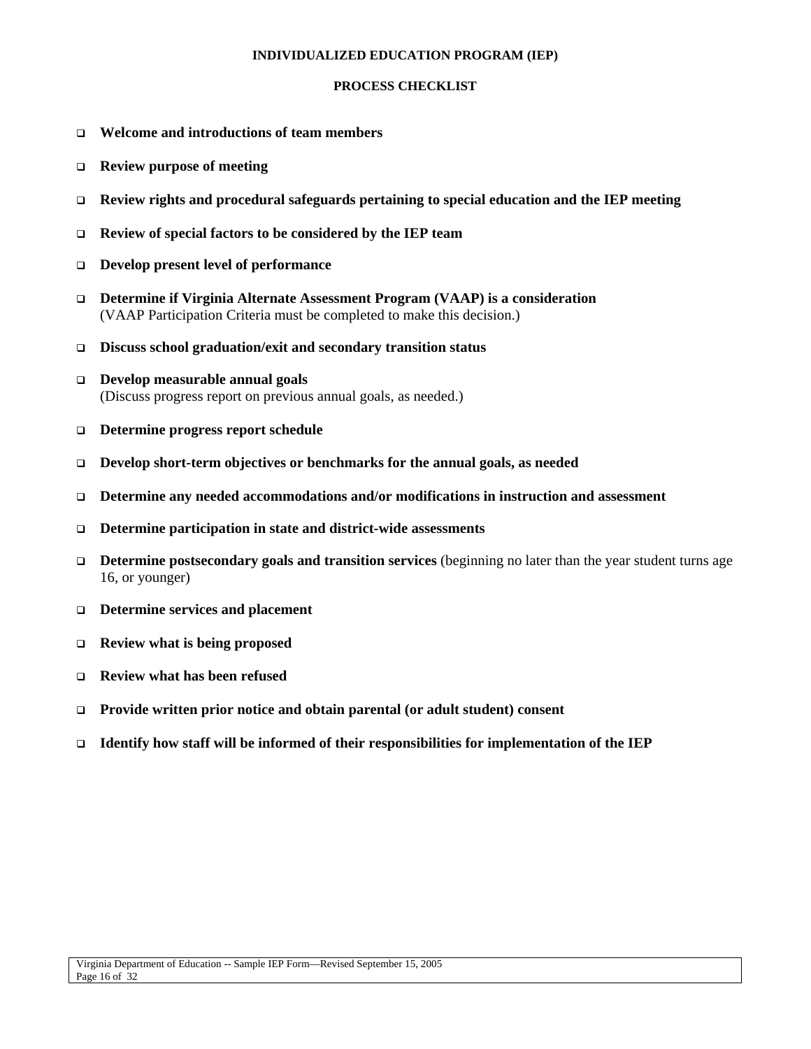# INDIVIDUALIZED EDUCATION PROGRAM (IEP)

## PROCESS CHECKLIST

- ❑ **Welcome and introductions of team members**
- ❑ **Review purpose of meeting**
- ❑ **Review rights and procedural safeguards pertaining to special education and the IEP meeting**
- ❑ **Review of special factors to be considered by the IEP team**
- ❑ **Develop present level of performance**
- ❑ **Determine if Virginia Alternate Assessment Program (VAAP) is a consideration**
  (VAAP Participation Criteria must be completed to make this decision.)
- ❑ **Discuss school graduation/exit and secondary transition status**
- ❑ **Develop measurable annual goals**
  (Discuss progress report on previous annual goals, as needed.)
- ❑ **Determine progress report schedule**
- ❑ **Develop short-term objectives or benchmarks for the annual goals, as needed**
- ❑ **Determine any needed accommodations and/or modifications in instruction and assessment**
- ❑ **Determine participation in state and district-wide assessments**
- ❑ **Determine postsecondary goals and transition services** (beginning no later than the year student turns age 16, or younger)
- ❑ **Determine services and placement**
- ❑ **Review what is being proposed**
- ❑ **Review what has been refused**
- ❑ **Provide written prior notice and obtain parental (or adult student) consent**
- ❑ **Identify how staff will be informed of their responsibilities for implementation of the IEP**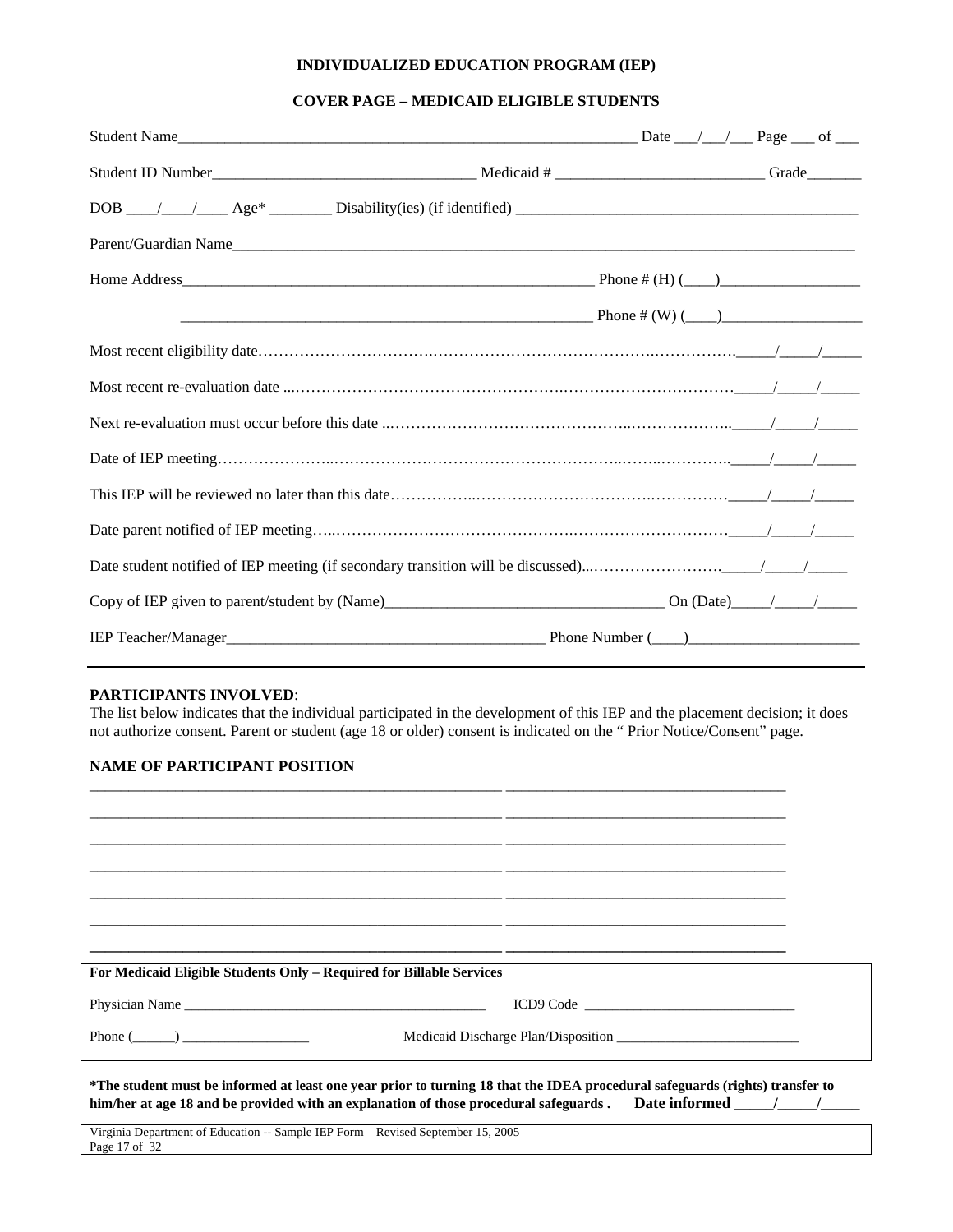**INDIVIDUALIZED EDUCATION PROGRAM (IEP)**

**COVER PAGE – MEDICAID ELIGIBLE STUDENTS**

Student Name_____________________________________________________________ Date ___/___/___ Page ___ of ___

Student ID Number_________________________________ Medicaid # __________________________ Grade_______

DOB ____/____/____ Age* ________ Disability(ies) (if identified) __________________________________________

Parent/Guardian Name_________________________________________________________________________________

Home Address_____________________________________________________ Phone # (H) (____)__________________

_____________________________________________________ Phone # (W) (____)__________________

Most recent eligibility date……………………………………………………………………………………_____/_____/_____

Most recent re-evaluation date ...……………………………………………………………………………_____/_____/_____

Next re-evaluation must occur before this date ..……………………………………………………………_____/_____/_____

Date of IEP meeting…………………………………………………………………………………………_____/_____/_____

This IEP will be reviewed no later than this date……………………………………………………………_____/_____/_____

Date parent notified of IEP meeting…………………………………………………………………………_____/_____/_____

Date student notified of IEP meeting (if secondary transition will be discussed)...………………………_____/_____/_____

Copy of IEP given to parent/student by (Name)__________________________________ On (Date)_____/_____/_____

IEP Teacher/Manager________________________________________ Phone Number (____)______________________

---

**PARTICIPANTS INVOLVED**:
The list below indicates that the individual participated in the development of this IEP and the placement decision; it does not authorize consent. Parent or student (age 18 or older) consent is indicated on the " Prior Notice/Consent" page.

**NAME OF PARTICIPANT POSITION**

| NAME OF PARTICIPANT | POSITION |
|---|---|
| | |
| | |
| | |
| | |
| | |
| | |
| | |

**For Medicaid Eligible Students Only – Required for Billable Services**

Physician Name ___________________________________________ ICD9 Code ______________________________

Phone (______) __________________ Medicaid Discharge Plan/Disposition __________________________

***The student must be informed at least one year prior to turning 18 that the IDEA procedural safeguards (rights) transfer to him/her at age 18 and be provided with an explanation of those procedural safeguards . Date informed _____/_____/_____**

Virginia Department of Education -- Sample IEP Form—Revised September 15, 2005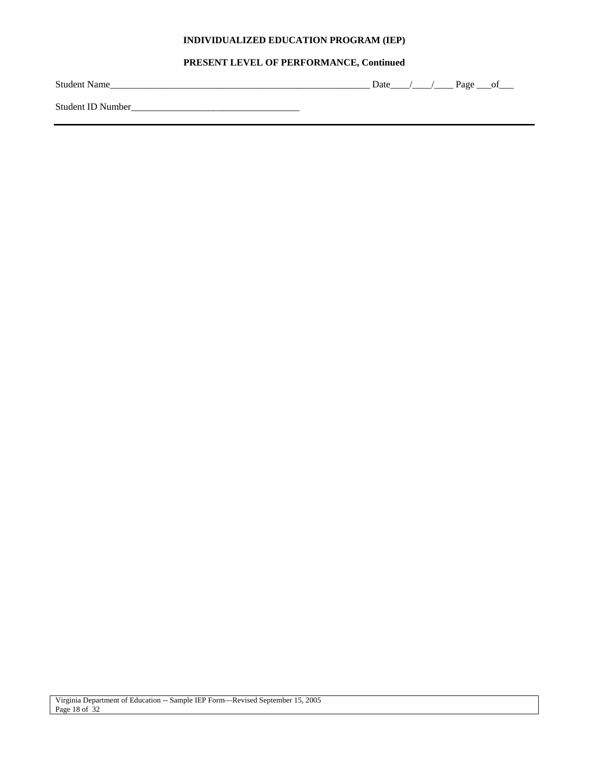**INDIVIDUALIZED EDUCATION PROGRAM (IEP)**

**PRESENT LEVEL OF PERFORMANCE, Continued**

Student Name_______________________________________________________ Date____/____/____ Page ___of___

Student ID Number___________________________________

---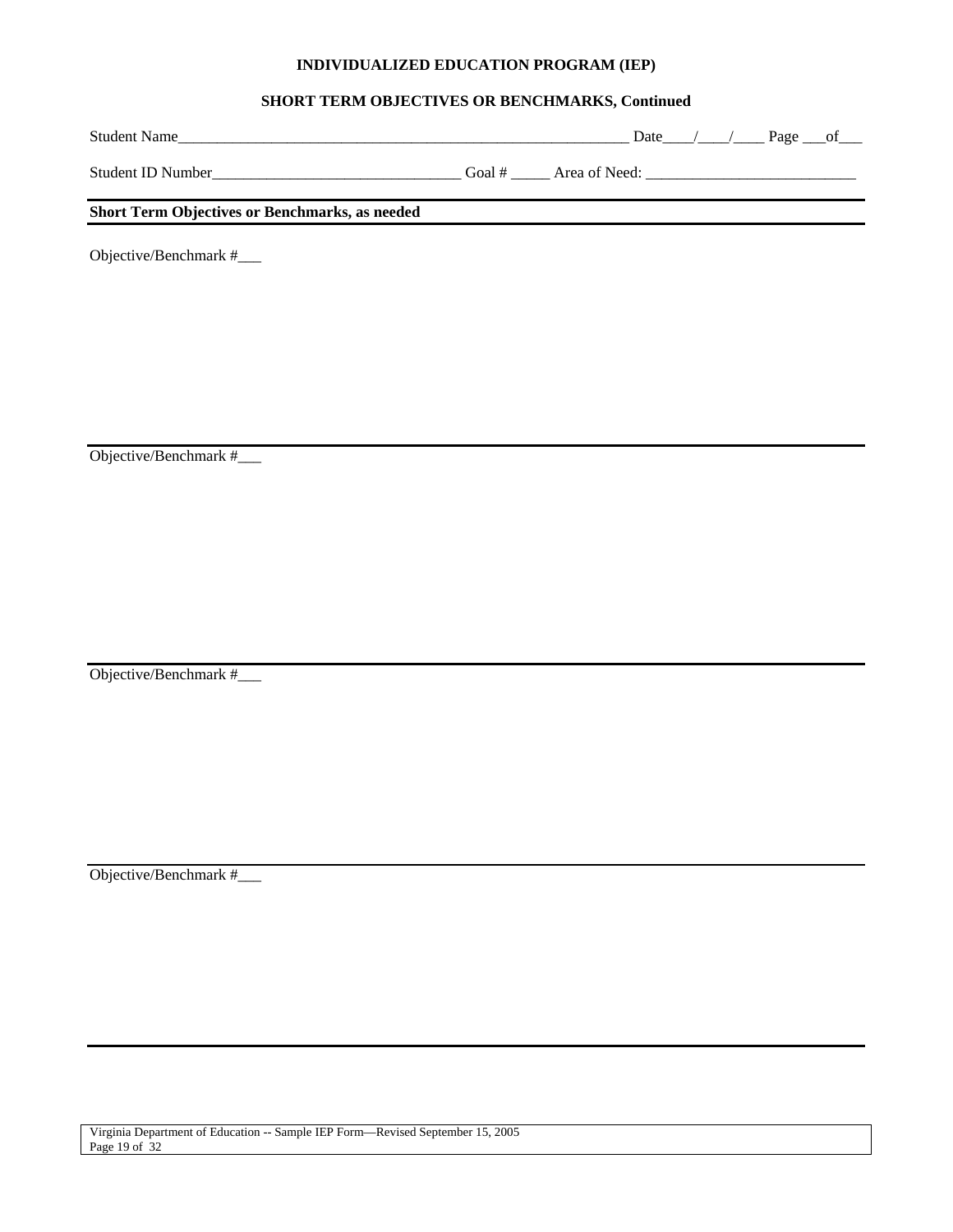**INDIVIDUALIZED EDUCATION PROGRAM (IEP)**

**SHORT TERM OBJECTIVES OR BENCHMARKS, Continued**

Student Name_____________________________________________________________ Date____/____/____ Page ___of___

Student ID Number__________________________________ Goal # _____ Area of Need: ___________________________

**Short Term Objectives or Benchmarks, as needed**

Objective/Benchmark #___

---

Objective/Benchmark #___

---

Objective/Benchmark #___

---

Objective/Benchmark #___

---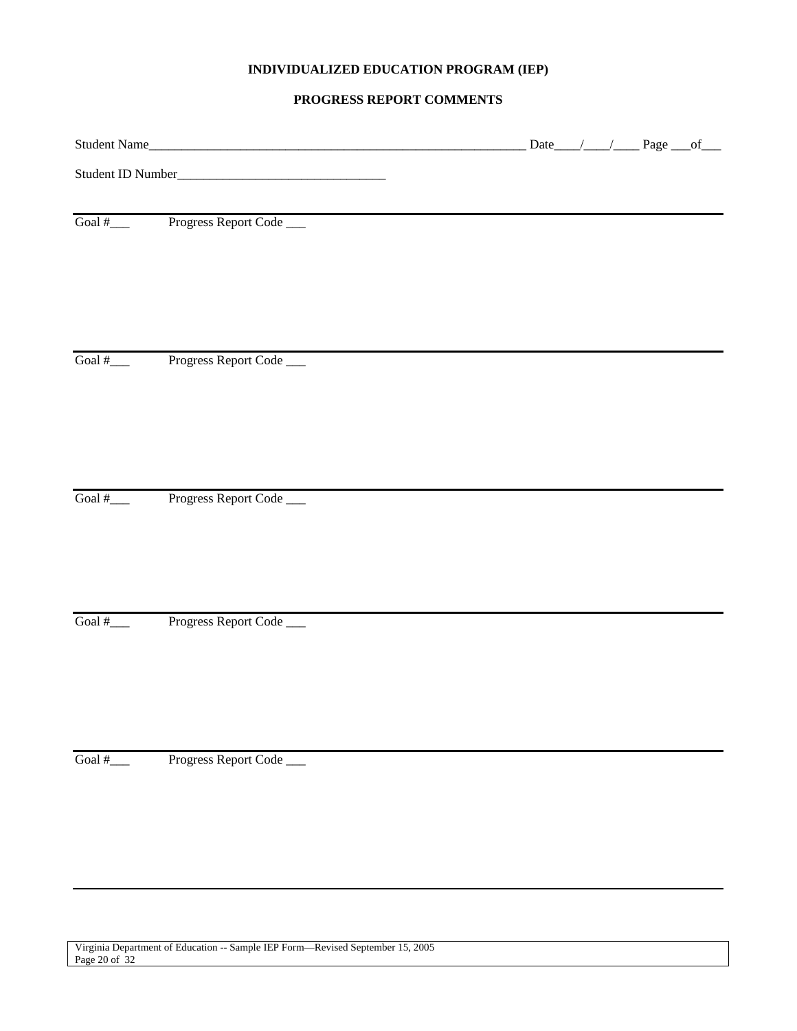**INDIVIDUALIZED EDUCATION PROGRAM (IEP)**

**PROGRESS REPORT COMMENTS**

Student Name_________________________________________________________ Date____/____/____ Page ___of___

Student ID Number________________________________

---

Goal #___ Progress Report Code ___

---

Goal #___ Progress Report Code ___

---

Goal #___ Progress Report Code ___

---

Goal #___ Progress Report Code ___

---

Goal #___ Progress Report Code ___

---

Virginia Department of Education -- Sample IEP Form—Revised September 15, 2005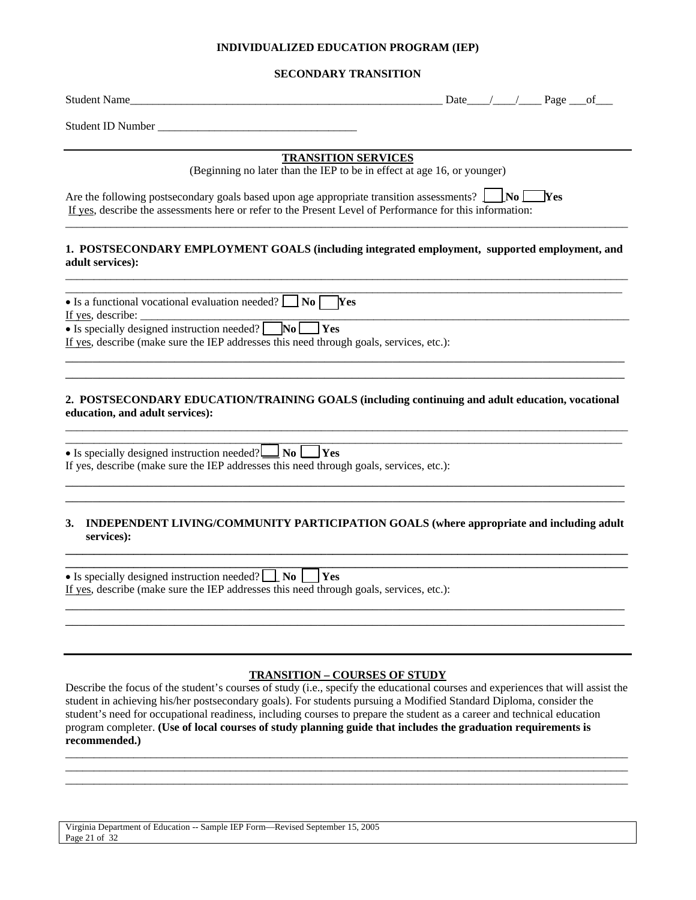**INDIVIDUALIZED EDUCATION PROGRAM (IEP)**

**SECONDARY TRANSITION**

Student Name_______________________________________________________ Date____/____/____ Page ___of___

Student ID Number ___________________________________

## TRANSITION SERVICES

(Beginning no later than the IEP to be in effect at age 16, or younger)

Are the following postsecondary goals based upon age appropriate transition assessments? ☐ **No** ☐ **Yes**

If yes, describe the assessments here or refer to the Present Level of Performance for this information:

_______________________________________________________________________________________________

**1. POSTSECONDARY EMPLOYMENT GOALS (including integrated employment, supported employment, and adult services):**

_______________________________________________________________________________________________

_______________________________________________________________________________________________

- Is a functional vocational evaluation needed? ☐ **No** ☐ **Yes**

If yes, describe: _______________________________________________________________________________

- Is specially designed instruction needed? ☐ **No** ☐ **Yes**

If yes, describe (make sure the IEP addresses this need through goals, services, etc.):

_______________________________________________________________________________________________

_______________________________________________________________________________________________

**2. POSTSECONDARY EDUCATION/TRAINING GOALS (including continuing and adult education, vocational education, and adult services):**

_______________________________________________________________________________________________

_______________________________________________________________________________________________

- Is specially designed instruction needed? ☐ **No** ☐ **Yes**

If yes, describe (make sure the IEP addresses this need through goals, services, etc.):

_______________________________________________________________________________________________

_______________________________________________________________________________________________

**3. INDEPENDENT LIVING/COMMUNITY PARTICIPATION GOALS (where appropriate and including adult services):**

_______________________________________________________________________________________________

_______________________________________________________________________________________________

- Is specially designed instruction needed? ☐ **No** ☐ **Yes**

If yes, describe (make sure the IEP addresses this need through goals, services, etc.):

_______________________________________________________________________________________________

_______________________________________________________________________________________________

## TRANSITION – COURSES OF STUDY

Describe the focus of the student's courses of study (i.e., specify the educational courses and experiences that will assist the student in achieving his/her postsecondary goals). For students pursuing a Modified Standard Diploma, consider the student's need for occupational readiness, including courses to prepare the student as a career and technical education program completer. **(Use of local courses of study planning guide that includes the graduation requirements is recommended.)**

_______________________________________________________________________________________________

_______________________________________________________________________________________________

_______________________________________________________________________________________________

Virginia Department of Education -- Sample IEP Form—Revised September 15, 2005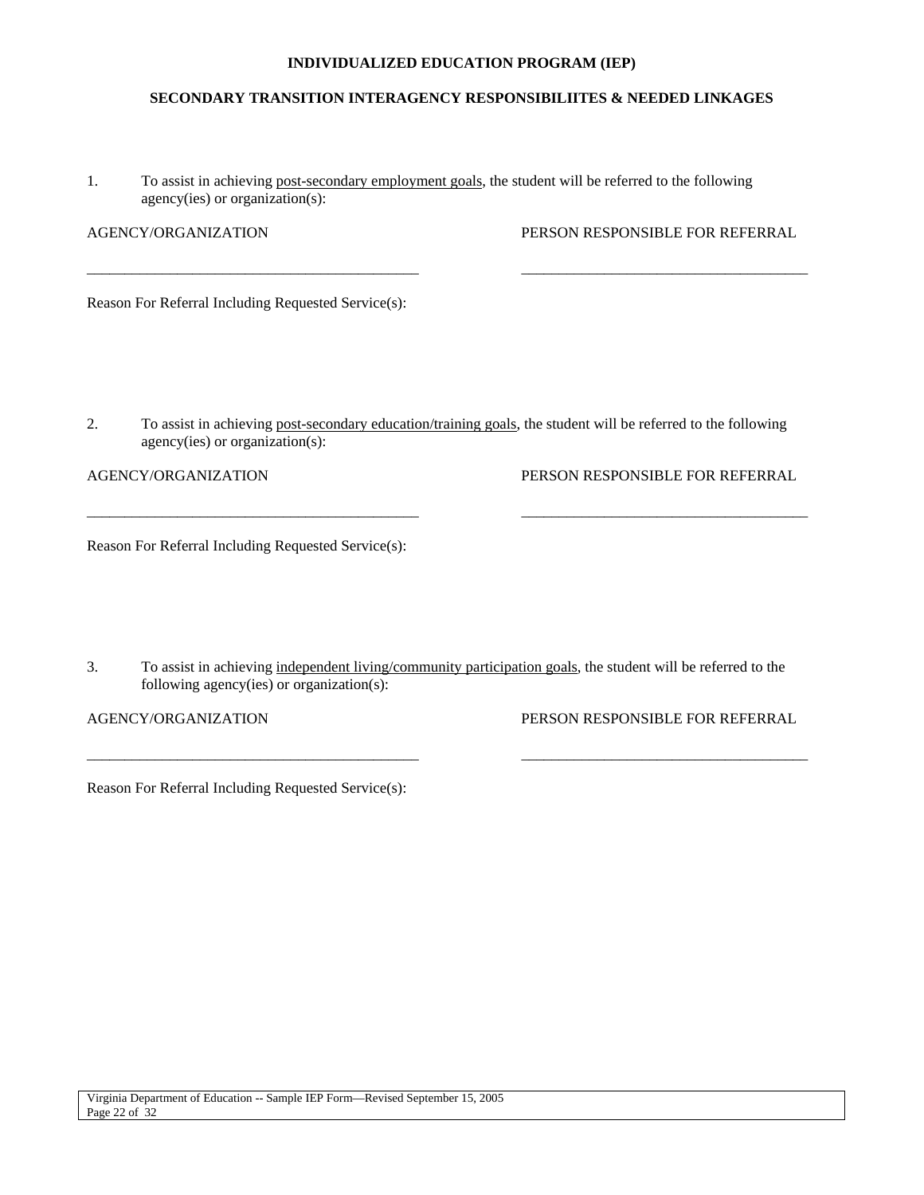**INDIVIDUALIZED EDUCATION PROGRAM (IEP)**

**SECONDARY TRANSITION INTERAGENCY RESPONSIBILIITES & NEEDED LINKAGES**

1. To assist in achieving post-secondary employment goals, the student will be referred to the following agency(ies) or organization(s):

AGENCY/ORGANIZATION　　　　　　　　PERSON RESPONSIBLE FOR REFERRAL

\_\_\_\_\_\_\_\_\_\_\_\_\_\_\_\_\_\_\_\_\_\_\_\_\_\_\_\_\_\_\_\_\_\_\_\_\_\_\_\_\_\_\_\_　　　\_\_\_\_\_\_\_\_\_\_\_\_\_\_\_\_\_\_\_\_\_\_\_\_\_\_\_\_\_\_\_\_\_\_\_\_\_\_\_\_

Reason For Referral Including Requested Service(s):

2. To assist in achieving post-secondary education/training goals, the student will be referred to the following agency(ies) or organization(s):

AGENCY/ORGANIZATION　　　　　　　　PERSON RESPONSIBLE FOR REFERRAL

\_\_\_\_\_\_\_\_\_\_\_\_\_\_\_\_\_\_\_\_\_\_\_\_\_\_\_\_\_\_\_\_\_\_\_\_\_\_\_\_\_\_\_\_　　　\_\_\_\_\_\_\_\_\_\_\_\_\_\_\_\_\_\_\_\_\_\_\_\_\_\_\_\_\_\_\_\_\_\_\_\_\_\_\_\_

Reason For Referral Including Requested Service(s):

3. To assist in achieving independent living/community participation goals, the student will be referred to the following agency(ies) or organization(s):

AGENCY/ORGANIZATION　　　　　　　　PERSON RESPONSIBLE FOR REFERRAL

\_\_\_\_\_\_\_\_\_\_\_\_\_\_\_\_\_\_\_\_\_\_\_\_\_\_\_\_\_\_\_\_\_\_\_\_\_\_\_\_\_\_\_\_　　　\_\_\_\_\_\_\_\_\_\_\_\_\_\_\_\_\_\_\_\_\_\_\_\_\_\_\_\_\_\_\_\_\_\_\_\_\_\_\_\_

Reason For Referral Including Requested Service(s):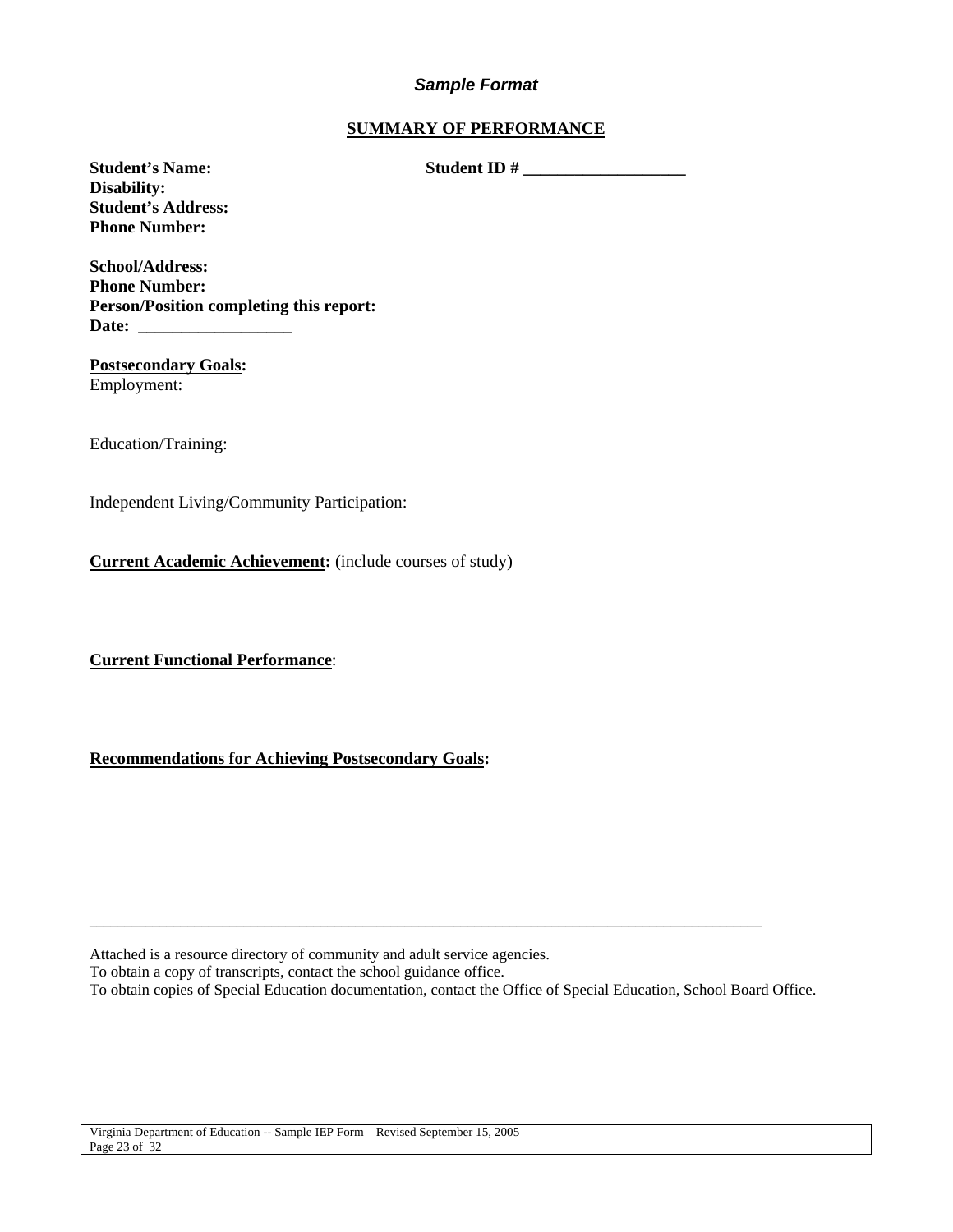***Sample Format***

## SUMMARY OF PERFORMANCE

**Student's Name:** **Student ID # ___________________**
**Disability:**
**Student's Address:**
**Phone Number:**

**School/Address:**
**Phone Number:**
**Person/Position completing this report:**
**Date: __________________**

**Postsecondary Goals:**
Employment:

Education/Training:

Independent Living/Community Participation:

**Current Academic Achievement:** (include courses of study)

**Current Functional Performance**:

**Recommendations for Achieving Postsecondary Goals:**

---

Attached is a resource directory of community and adult service agencies.
To obtain a copy of transcripts, contact the school guidance office.
To obtain copies of Special Education documentation, contact the Office of Special Education, School Board Office.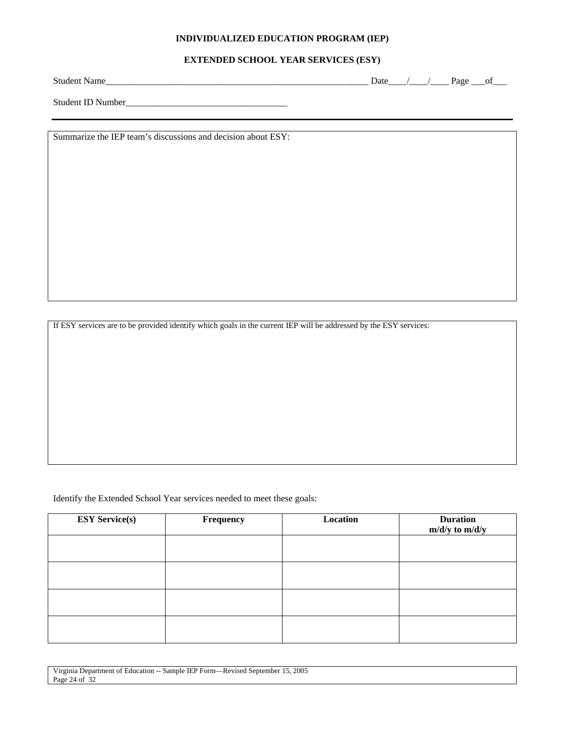# INDIVIDUALIZED EDUCATION PROGRAM (IEP)

## EXTENDED SCHOOL YEAR SERVICES (ESY)

Student Name_____________________________________________________________ Date____/____/____ Page ___of___

Student ID Number___________________________________

---

Summarize the IEP team's discussions and decision about ESY:

If ESY services are to be provided identify which goals in the current IEP will be addressed by the ESY services:

Identify the Extended School Year services needed to meet these goals:

| ESY Service(s) | Frequency | Location | Duration m/d/y to m/d/y |
|---|---|---|---|
| | | | |
| | | | |
| | | | |
| | | | |

Virginia Department of Education -- Sample IEP Form—Revised September 15, 2005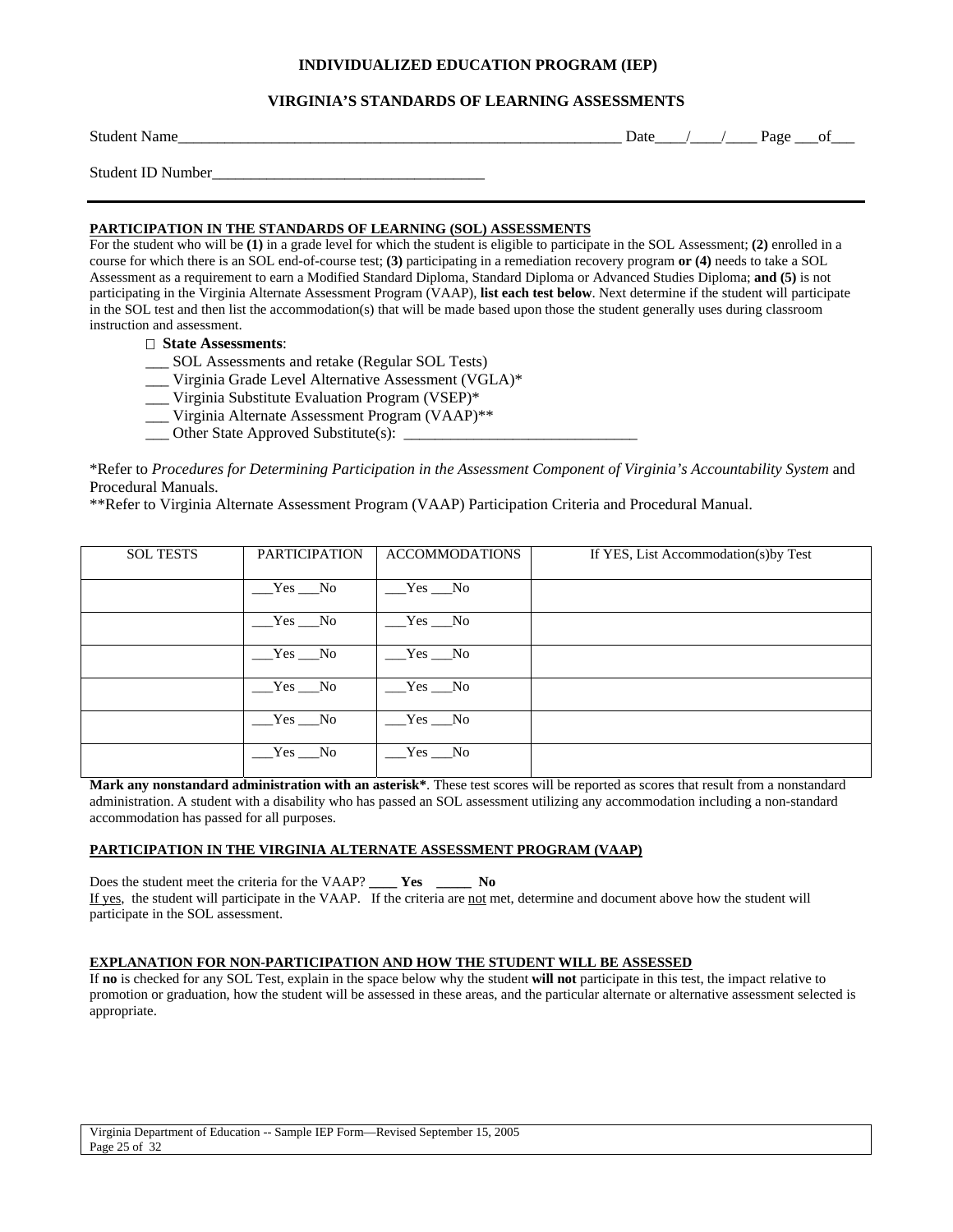**INDIVIDUALIZED EDUCATION PROGRAM (IEP)**

**VIRGINIA'S STANDARDS OF LEARNING ASSESSMENTS**

Student Name_________________________________________________________ Date____/____/____ Page ___of___

Student ID Number___________________________________

**PARTICIPATION IN THE STANDARDS OF LEARNING (SOL) ASSESSMENTS**

For the student who will be **(1)** in a grade level for which the student is eligible to participate in the SOL Assessment; **(2)** enrolled in a course for which there is an SOL end-of-course test; **(3)** participating in a remediation recovery program **or (4)** needs to take a SOL Assessment as a requirement to earn a Modified Standard Diploma, Standard Diploma or Advanced Studies Diploma; **and (5)** is not participating in the Virginia Alternate Assessment Program (VAAP), **list each test below**. Next determine if the student will participate in the SOL test and then list the accommodation(s) that will be made based upon those the student generally uses during classroom instruction and assessment.

- **State Assessments**:
  - ___ SOL Assessments and retake (Regular SOL Tests)
  - ___ Virginia Grade Level Alternative Assessment (VGLA)*
  - ___ Virginia Substitute Evaluation Program (VSEP)*
  - ___ Virginia Alternate Assessment Program (VAAP)**
  - ___ Other State Approved Substitute(s): ______________________________

*Refer to *Procedures for Determining Participation in the Assessment Component of Virginia's Accountability System* and Procedural Manuals.

**Refer to Virginia Alternate Assessment Program (VAAP) Participation Criteria and Procedural Manual.

| SOL TESTS | PARTICIPATION | ACCOMMODATIONS | If YES, List Accommodation(s)by Test |
|---|---|---|---|
| | ___Yes ___No | ___Yes ___No | |
| | ___Yes ___No | ___Yes ___No | |
| | ___Yes ___No | ___Yes ___No | |
| | ___Yes ___No | ___Yes ___No | |
| | ___Yes ___No | ___Yes ___No | |
| | ___Yes ___No | ___Yes ___No | |

**Mark any nonstandard administration with an asterisk***. These test scores will be reported as scores that result from a nonstandard administration. A student with a disability who has passed an SOL assessment utilizing any accommodation including a non-standard accommodation has passed for all purposes.

**PARTICIPATION IN THE VIRGINIA ALTERNATE ASSESSMENT PROGRAM (VAAP)**

Does the student meet the criteria for the VAAP? **____ Yes _____ No**

If yes, the student will participate in the VAAP. If the criteria are not met, determine and document above how the student will participate in the SOL assessment.

**EXPLANATION FOR NON-PARTICIPATION AND HOW THE STUDENT WILL BE ASSESSED**

If **no** is checked for any SOL Test, explain in the space below why the student **will not** participate in this test, the impact relative to promotion or graduation, how the student will be assessed in these areas, and the particular alternate or alternative assessment selected is appropriate.

Virginia Department of Education -- Sample IEP Form—Revised September 15, 2005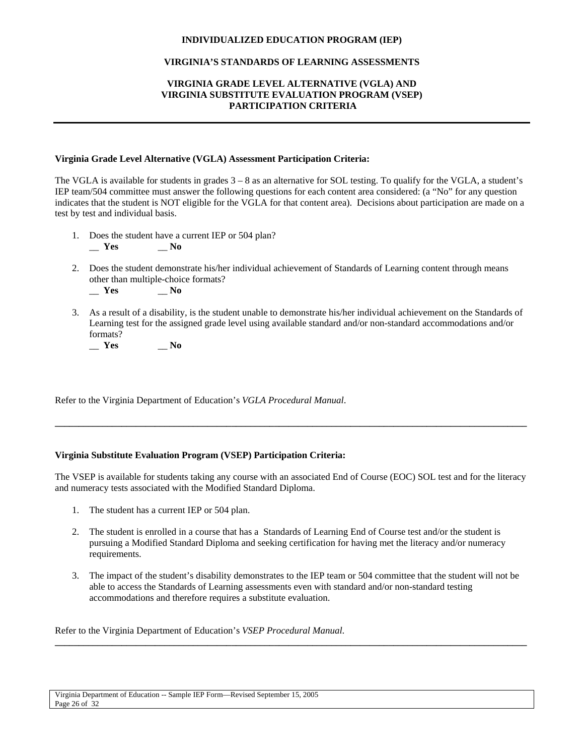**INDIVIDUALIZED EDUCATION PROGRAM (IEP)**

**VIRGINIA'S STANDARDS OF LEARNING ASSESSMENTS**

**VIRGINIA GRADE LEVEL ALTERNATIVE (VGLA) AND VIRGINIA SUBSTITUTE EVALUATION PROGRAM (VSEP) PARTICIPATION CRITERIA**

---

**Virginia Grade Level Alternative (VGLA) Assessment Participation Criteria:**

The VGLA is available for students in grades 3 – 8 as an alternative for SOL testing. To qualify for the VGLA, a student's IEP team/504 committee must answer the following questions for each content area considered: (a "No" for any question indicates that the student is NOT eligible for the VGLA for that content area). Decisions about participation are made on a test by test and individual basis.

1. Does the student have a current IEP or 504 plan?
   __ **Yes** __ **No**

2. Does the student demonstrate his/her individual achievement of Standards of Learning content through means other than multiple-choice formats?
   __ **Yes** __ **No**

3. As a result of a disability, is the student unable to demonstrate his/her individual achievement on the Standards of Learning test for the assigned grade level using available standard and/or non-standard accommodations and/or formats?
   __ **Yes** __ **No**

Refer to the Virginia Department of Education's *VGLA Procedural Manual*.

---

**Virginia Substitute Evaluation Program (VSEP) Participation Criteria:**

The VSEP is available for students taking any course with an associated End of Course (EOC) SOL test and for the literacy and numeracy tests associated with the Modified Standard Diploma.

1. The student has a current IEP or 504 plan.

2. The student is enrolled in a course that has a Standards of Learning End of Course test and/or the student is pursuing a Modified Standard Diploma and seeking certification for having met the literacy and/or numeracy requirements.

3. The impact of the student's disability demonstrates to the IEP team or 504 committee that the student will not be able to access the Standards of Learning assessments even with standard and/or non-standard testing accommodations and therefore requires a substitute evaluation.

Refer to the Virginia Department of Education's *VSEP Procedural Manual.*

---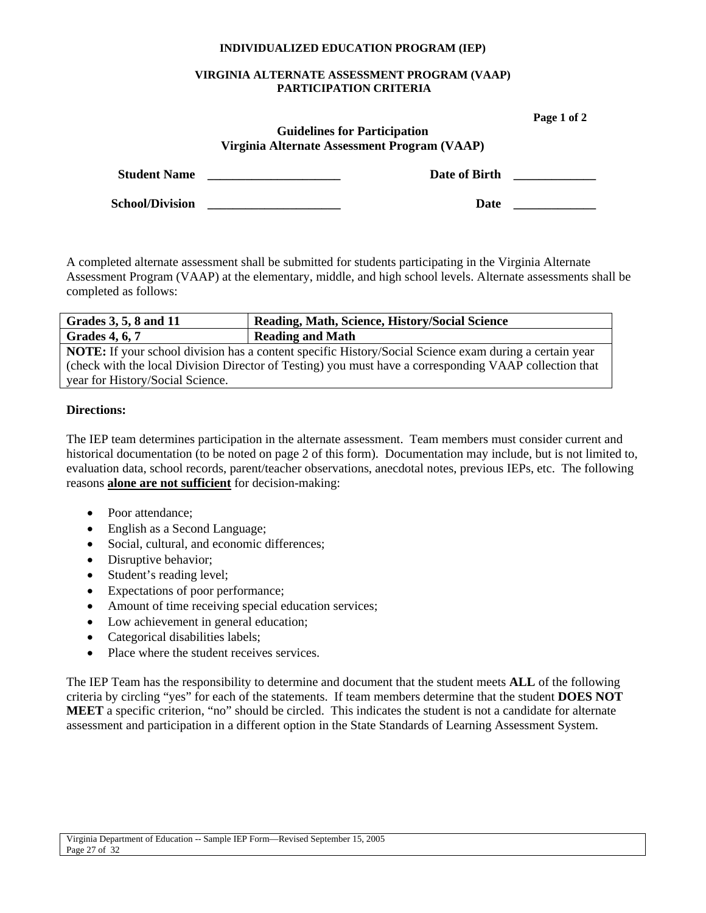**INDIVIDUALIZED EDUCATION PROGRAM (IEP)**

**VIRGINIA ALTERNATE ASSESSMENT PROGRAM (VAAP)**
**PARTICIPATION CRITERIA**

**Page 1 of 2**

## Guidelines for Participation
## Virginia Alternate Assessment Program (VAAP)

**Student Name** _____________________ **Date of Birth** _____________

**School/Division** _____________________ **Date** _____________

A completed alternate assessment shall be submitted for students participating in the Virginia Alternate Assessment Program (VAAP) at the elementary, middle, and high school levels. Alternate assessments shall be completed as follows:

| **Grades 3, 5, 8 and 11** | **Reading, Math, Science, History/Social Science** |
| --- | --- |
| **Grades 4, 6, 7** | **Reading and Math** |
| **NOTE:** If your school division has a content specific History/Social Science exam during a certain year (check with the local Division Director of Testing) you must have a corresponding VAAP collection that year for History/Social Science. | |

**Directions:**

The IEP team determines participation in the alternate assessment. Team members must consider current and historical documentation (to be noted on page 2 of this form). Documentation may include, but is not limited to, evaluation data, school records, parent/teacher observations, anecdotal notes, previous IEPs, etc. The following reasons **alone are not sufficient** for decision-making:

- Poor attendance;
- English as a Second Language;
- Social, cultural, and economic differences;
- Disruptive behavior;
- Student's reading level;
- Expectations of poor performance;
- Amount of time receiving special education services;
- Low achievement in general education;
- Categorical disabilities labels;
- Place where the student receives services.

The IEP Team has the responsibility to determine and document that the student meets **ALL** of the following criteria by circling "yes" for each of the statements. If team members determine that the student **DOES NOT MEET** a specific criterion, "no" should be circled. This indicates the student is not a candidate for alternate assessment and participation in a different option in the State Standards of Learning Assessment System.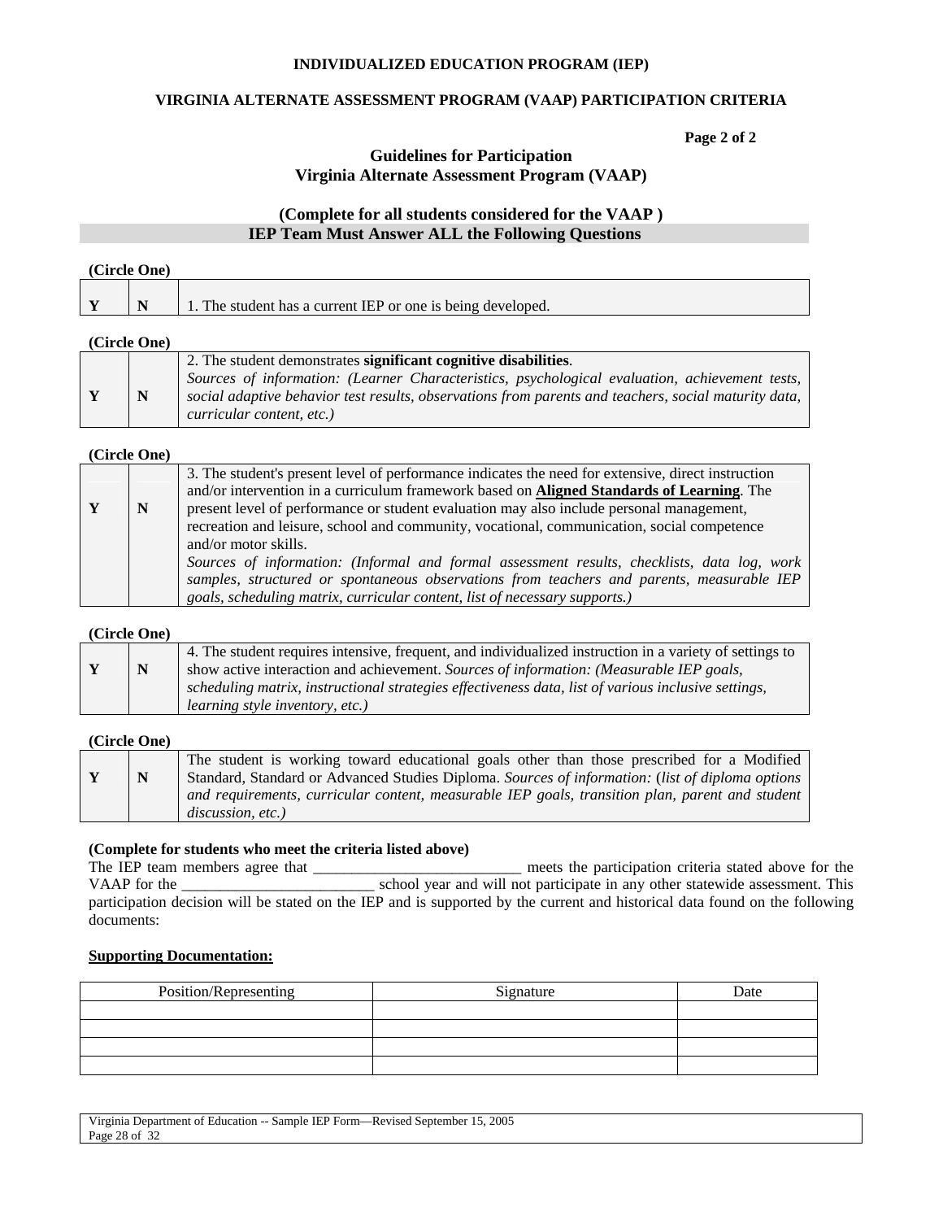**INDIVIDUALIZED EDUCATION PROGRAM (IEP)**

**VIRGINIA ALTERNATE ASSESSMENT PROGRAM (VAAP) PARTICIPATION CRITERIA**

**Page 2 of 2**

## Guidelines for Participation
## Virginia Alternate Assessment Program (VAAP)

### (Complete for all students considered for the VAAP )
### IEP Team Must Answer ALL the Following Questions

**(Circle One)**

| | | |
|---|---|---|
| **Y** | **N** | 1. The student has a current IEP or one is being developed. |

**(Circle One)**

| | | |
|---|---|---|
| **Y** | **N** | 2. The student demonstrates **significant cognitive disabilities**. *Sources of information: (Learner Characteristics, psychological evaluation, achievement tests, social adaptive behavior test results, observations from parents and teachers, social maturity data, curricular content, etc.)* |

**(Circle One)**

| | | |
|---|---|---|
| **Y** | **N** | 3. The student's present level of performance indicates the need for extensive, direct instruction and/or intervention in a curriculum framework based on **<u>Aligned Standards of Learning</u>**. The present level of performance or student evaluation may also include personal management, recreation and leisure, school and community, vocational, communication, social competence and/or motor skills. *Sources of information: (Informal and formal assessment results, checklists, data log, work samples, structured or spontaneous observations from teachers and parents, measurable IEP goals, scheduling matrix, curricular content, list of necessary supports.)* |

**(Circle One)**

| | | |
|---|---|---|
| **Y** | **N** | 4. The student requires intensive, frequent, and individualized instruction in a variety of settings to show active interaction and achievement. *Sources of information: (Measurable IEP goals, scheduling matrix, instructional strategies effectiveness data, list of various inclusive settings, learning style inventory, etc.)* |

**(Circle One)**

| | | |
|---|---|---|
| **Y** | **N** | The student is working toward educational goals other than those prescribed for a Modified Standard, Standard or Advanced Studies Diploma. *Sources of information:* (*list of diploma options and requirements, curricular content, measurable IEP goals, transition plan, parent and student discussion, etc.)* |

**(Complete for students who meet the criteria listed above)**

The IEP team members agree that ___________________________ meets the participation criteria stated above for the VAAP for the _________________________ school year and will not participate in any other statewide assessment. This participation decision will be stated on the IEP and is supported by the current and historical data found on the following documents:

**<u>Supporting Documentation:</u>**

| Position/Representing | Signature | Date |
|---|---|---|
| | | |
| | | |
| | | |
| | | |

Virginia Department of Education -- Sample IEP Form—Revised September 15, 2005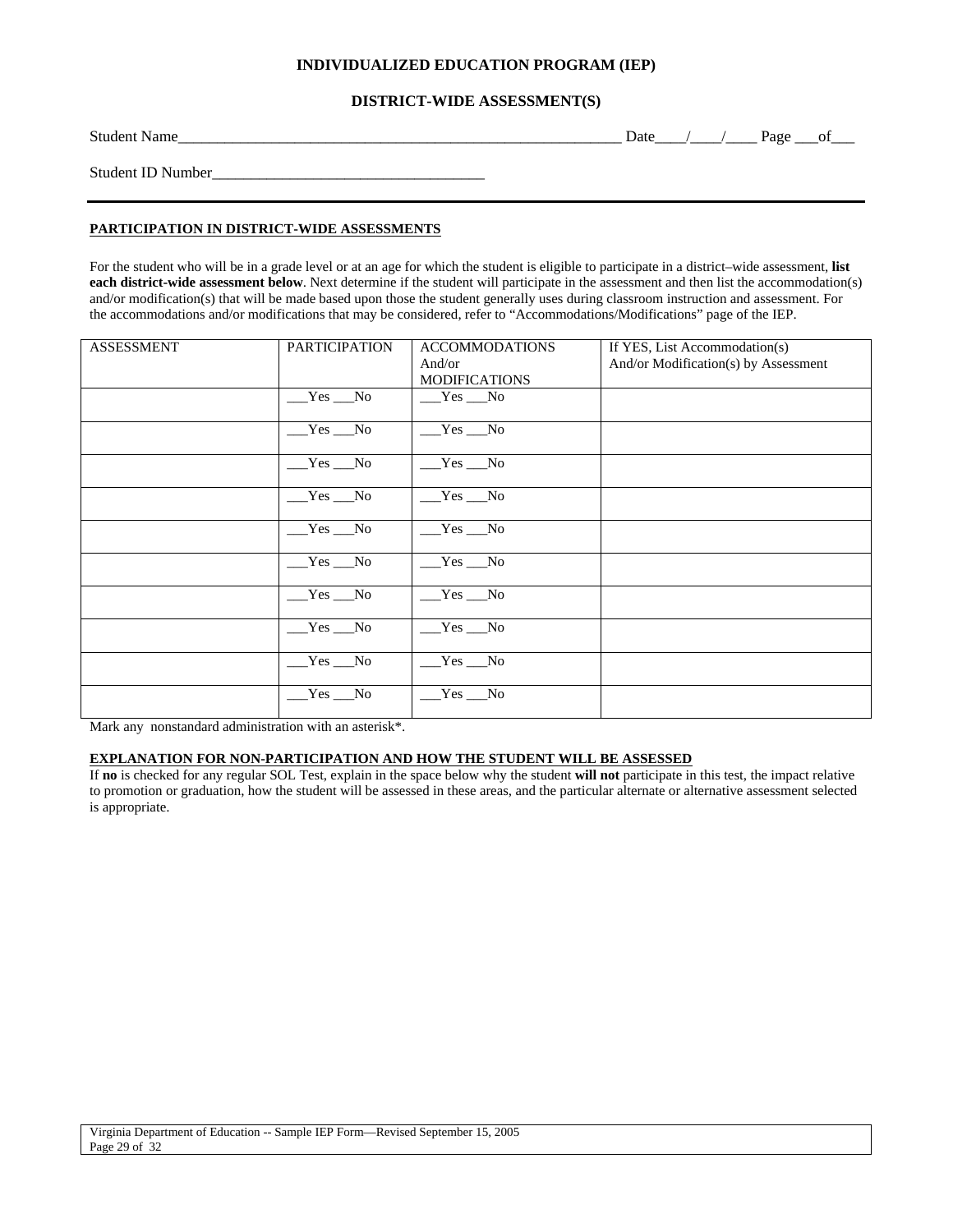**INDIVIDUALIZED EDUCATION PROGRAM (IEP)**

**DISTRICT-WIDE ASSESSMENT(S)**

Student Name___________________________________________________________ Date____/____/____ Page ___of___

Student ID Number___________________________________

---

**PARTICIPATION IN DISTRICT-WIDE ASSESSMENTS**

For the student who will be in a grade level or at an age for which the student is eligible to participate in a district–wide assessment, **list each district-wide assessment below**. Next determine if the student will participate in the assessment and then list the accommodation(s) and/or modification(s) that will be made based upon those the student generally uses during classroom instruction and assessment. For the accommodations and/or modifications that may be considered, refer to "Accommodations/Modifications" page of the IEP.

| ASSESSMENT | PARTICIPATION | ACCOMMODATIONS And/or MODIFICATIONS | If YES, List Accommodation(s) And/or Modification(s) by Assessment |
|---|---|---|---|
| | ___Yes ___No | ___Yes ___No | |
| | ___Yes ___No | ___Yes ___No | |
| | ___Yes ___No | ___Yes ___No | |
| | ___Yes ___No | ___Yes ___No | |
| | ___Yes ___No | ___Yes ___No | |
| | ___Yes ___No | ___Yes ___No | |
| | ___Yes ___No | ___Yes ___No | |
| | ___Yes ___No | ___Yes ___No | |
| | ___Yes ___No | ___Yes ___No | |
| | ___Yes ___No | ___Yes ___No | |

Mark any nonstandard administration with an asterisk*.

**EXPLANATION FOR NON-PARTICIPATION AND HOW THE STUDENT WILL BE ASSESSED**

If **no** is checked for any regular SOL Test, explain in the space below why the student **will not** participate in this test, the impact relative to promotion or graduation, how the student will be assessed in these areas, and the particular alternate or alternative assessment selected is appropriate.

Virginia Department of Education -- Sample IEP Form—Revised September 15, 2005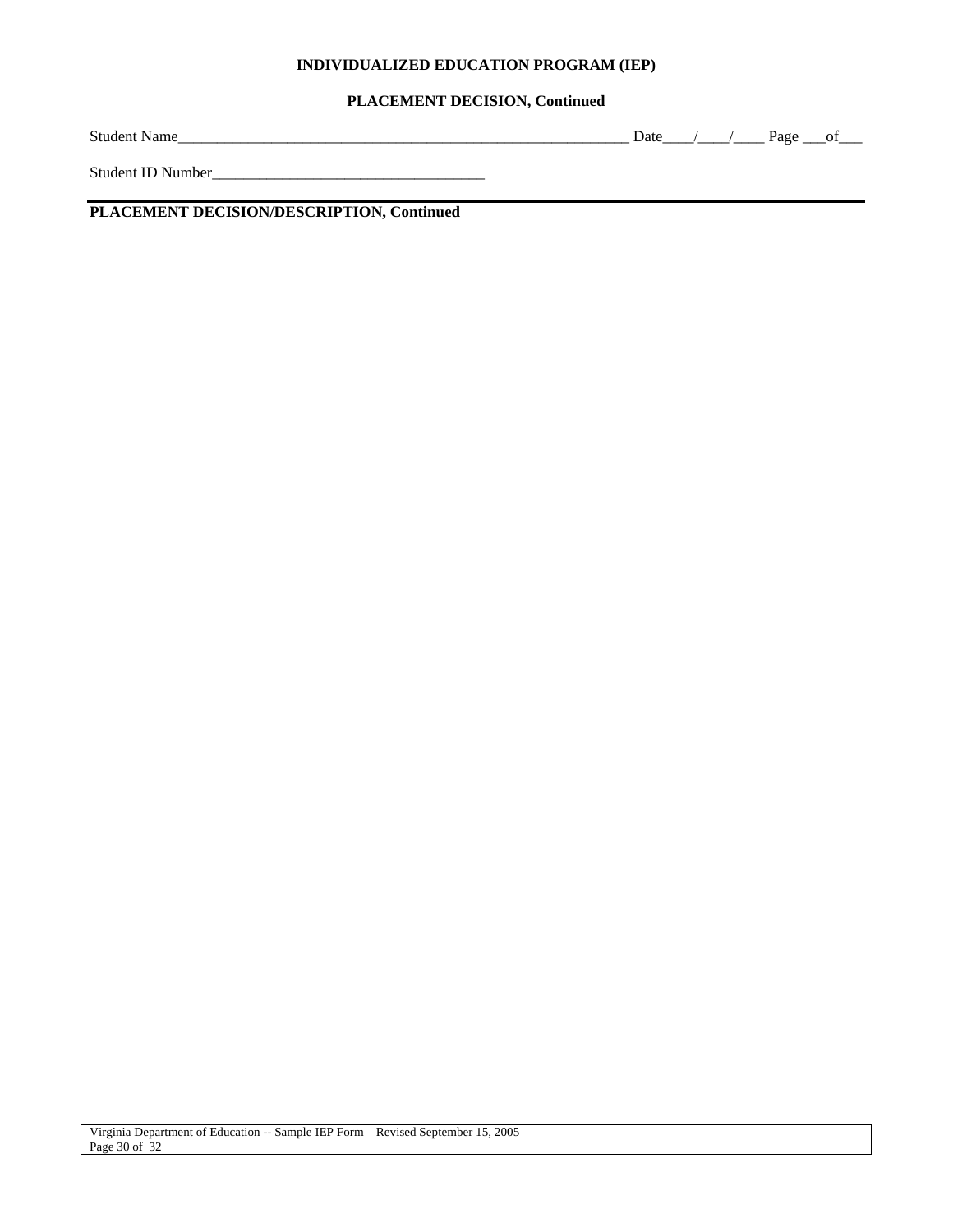**INDIVIDUALIZED EDUCATION PROGRAM (IEP)**

**PLACEMENT DECISION, Continued**

Student Name____________________________________________________________ Date____/____/____ Page ___of___

Student ID Number___________________________________

**PLACEMENT DECISION/DESCRIPTION, Continued**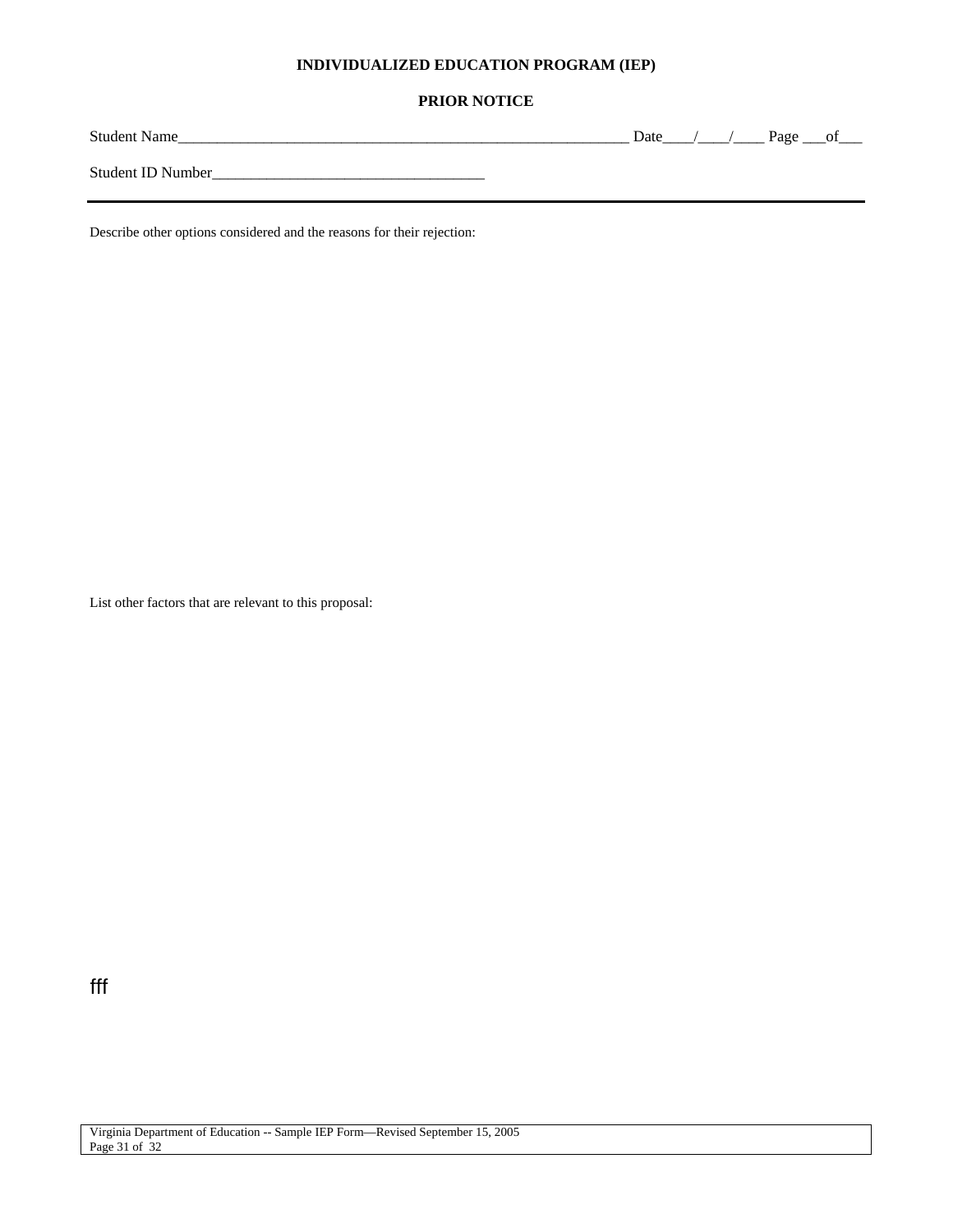**INDIVIDUALIZED EDUCATION PROGRAM (IEP)**

**PRIOR NOTICE**

Student Name_________________________________________________________ Date____/____/____ Page ___of___

Student ID Number___________________________________

---

Describe other options considered and the reasons for their rejection:

List other factors that are relevant to this proposal:

fff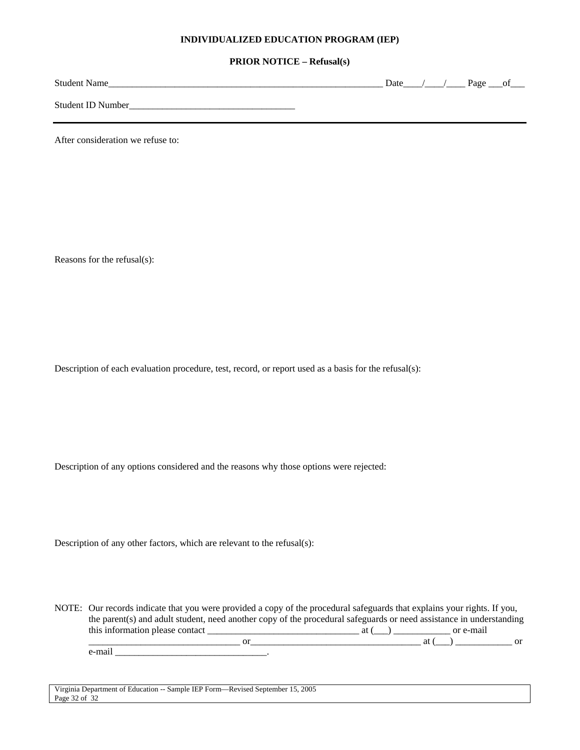**INDIVIDUALIZED EDUCATION PROGRAM (IEP)**

**PRIOR NOTICE – Refusal(s)**

Student Name_________________________________________________________ Date____/____/____ Page ___of___

Student ID Number___________________________________

---

After consideration we refuse to:

Reasons for the refusal(s):

Description of each evaluation procedure, test, record, or report used as a basis for the refusal(s):

Description of any options considered and the reasons why those options were rejected:

Description of any other factors, which are relevant to the refusal(s):

NOTE: Our records indicate that you were provided a copy of the procedural safeguards that explains your rights. If you, the parent(s) and adult student, need another copy of the procedural safeguards or need assistance in understanding this information please contact ________________________________ at (___) ____________ or e-mail ________________________________ or____________________________________ at (___) ____________ or e-mail ________________________________.

Virginia Department of Education -- Sample IEP Form—Revised September 15, 2005